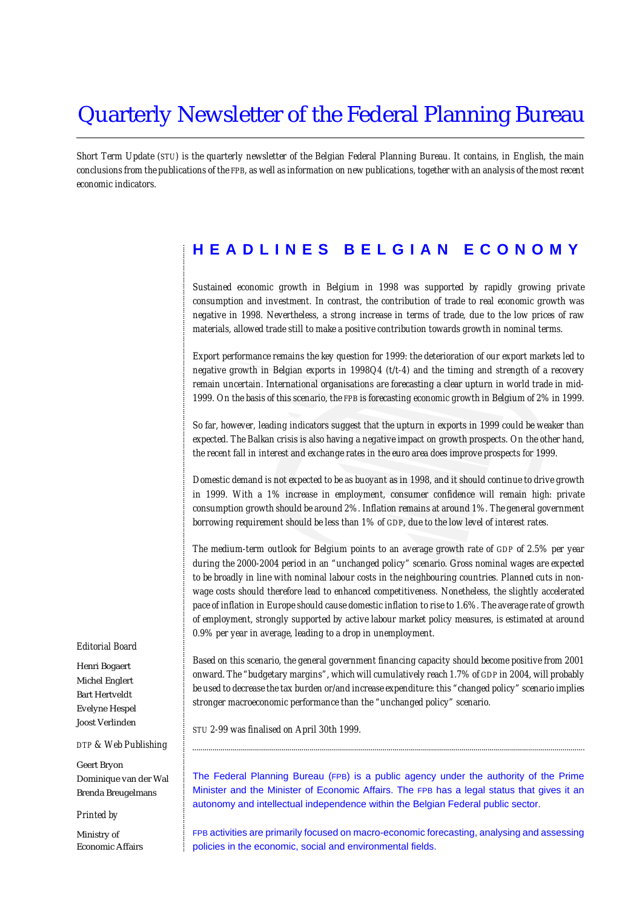# Quarterly Newsletter of the Federal Planning Bureau

Short Term Update (STU) is the quarterly newsletter of the Belgian Federal Planning Bureau. It contains, in English, the main conclusions from the publications of the FPB, as well as information on new publications, together with an analysis of the most recent economic indicators.

## HEADLINES BELGIAN ECONOMY

Sustained economic growth in Belgium in 1998 was supported by rapidly growing private consumption and investment. In contrast, the contribution of trade to real economic growth was negative in 1998. Nevertheless, a strong increase in terms of trade, due to the low prices of raw materials, allowed trade still to make a positive contribution towards growth in nominal terms.

Export performance remains the key question for 1999: the deterioration of our export markets led to negative growth in Belgian exports in 1998Q4 (t/t-4) and the timing and strength of a recovery remain uncertain. International organisations are forecasting a clear upturn in world trade in mid-1999. On the basis of this scenario, the FPB is forecasting economic growth in Belgium of 2% in 1999.

So far, however, leading indicators suggest that the upturn in exports in 1999 could be weaker than expected. The Balkan crisis is also having a negative impact on growth prospects. On the other hand, the recent fall in interest and exchange rates in the euro area does improve prospects for 1999.

Domestic demand is not expected to be as buoyant as in 1998, and it should continue to drive growth in 1999. With a 1% increase in employment, consumer confidence will remain high: private consumption growth should be around 2%. Inflation remains at around 1%. The general government borrowing requirement should be less than 1% of GDP, due to the low level of interest rates.

The medium-term outlook for Belgium points to an average growth rate of GDP of 2.5% per year during the 2000-2004 period in an "unchanged policy" scenario. Gross nominal wages are expected to be broadly in line with nominal labour costs in the neighbouring countries. Planned cuts in non-wage costs should therefore lead to enhanced competitiveness. Nonetheless, the slightly accelerated pace of inflation in Europe should cause domestic inflation to rise to 1.6%. The average rate of growth of employment, strongly supported by active labour market policy measures, is estimated at around 0.9% per year in average, leading to a drop in unemployment.

Based on this scenario, the general government financing capacity should become positive from 2001 onward. The "budgetary margins", which will cumulatively reach 1.7% of GDP in 2004, will probably be used to decrease the tax burden or/and increase expenditure: this "changed policy" scenario implies stronger macroeconomic performance than the "unchanged policy" scenario.

STU 2-99 was finalised on April 30th 1999.

---

The Federal Planning Bureau (FPB) is a public agency under the authority of the Prime Minister and the Minister of Economic Affairs. The FPB has a legal status that gives it an autonomy and intellectual independence within the Belgian Federal public sector.

FPB activities are primarily focused on macro-economic forecasting, analysing and assessing policies in the economic, social and environmental fields.

*Editorial Board*

Henri Bogaert
Michel Englert
Bart Hertveldt
Evelyne Hespel
Joost Verlinden

*DTP & Web Publishing*

Geert Bryon
Dominique van der Wal
Brenda Breugelmans

*Printed by*

Ministry of
Economic Affairs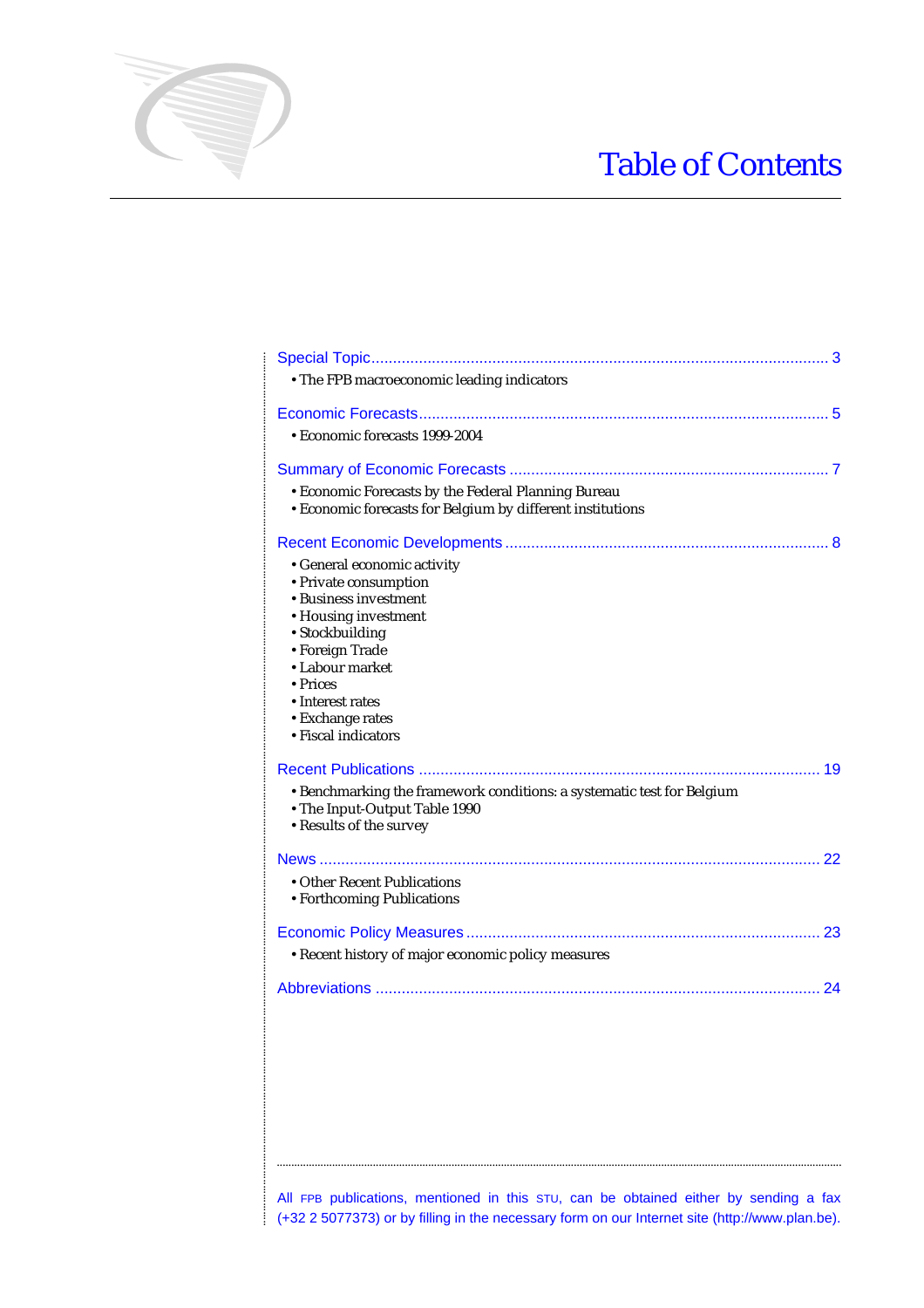# Table of Contents

Special Topic........................................................................................................ 3

- The FPB macroeconomic leading indicators

Economic Forecasts.............................................................................................. 5

- Economic forecasts 1999-2004

Summary of Economic Forecasts .......................................................................... 7

- Economic Forecasts by the Federal Planning Bureau
- Economic forecasts for Belgium by different institutions

Recent Economic Developments........................................................................... 8

- General economic activity
- Private consumption
- Business investment
- Housing investment
- Stockbuilding
- Foreign Trade
- Labour market
- Prices
- Interest rates
- Exchange rates
- Fiscal indicators

Recent Publications ............................................................................................ 19

- Benchmarking the framework conditions: a systematic test for Belgium
- The Input-Output Table 1990
- Results of the survey

News .................................................................................................................... 22

- Other Recent Publications
- Forthcoming Publications

Economic Policy Measures.................................................................................. 23

- Recent history of major economic policy measures

Abbreviations ...................................................................................................... 24

All FPB publications, mentioned in this STU, can be obtained either by sending a fax (+32 2 5077373) or by filling in the necessary form on our Internet site (http://www.plan.be).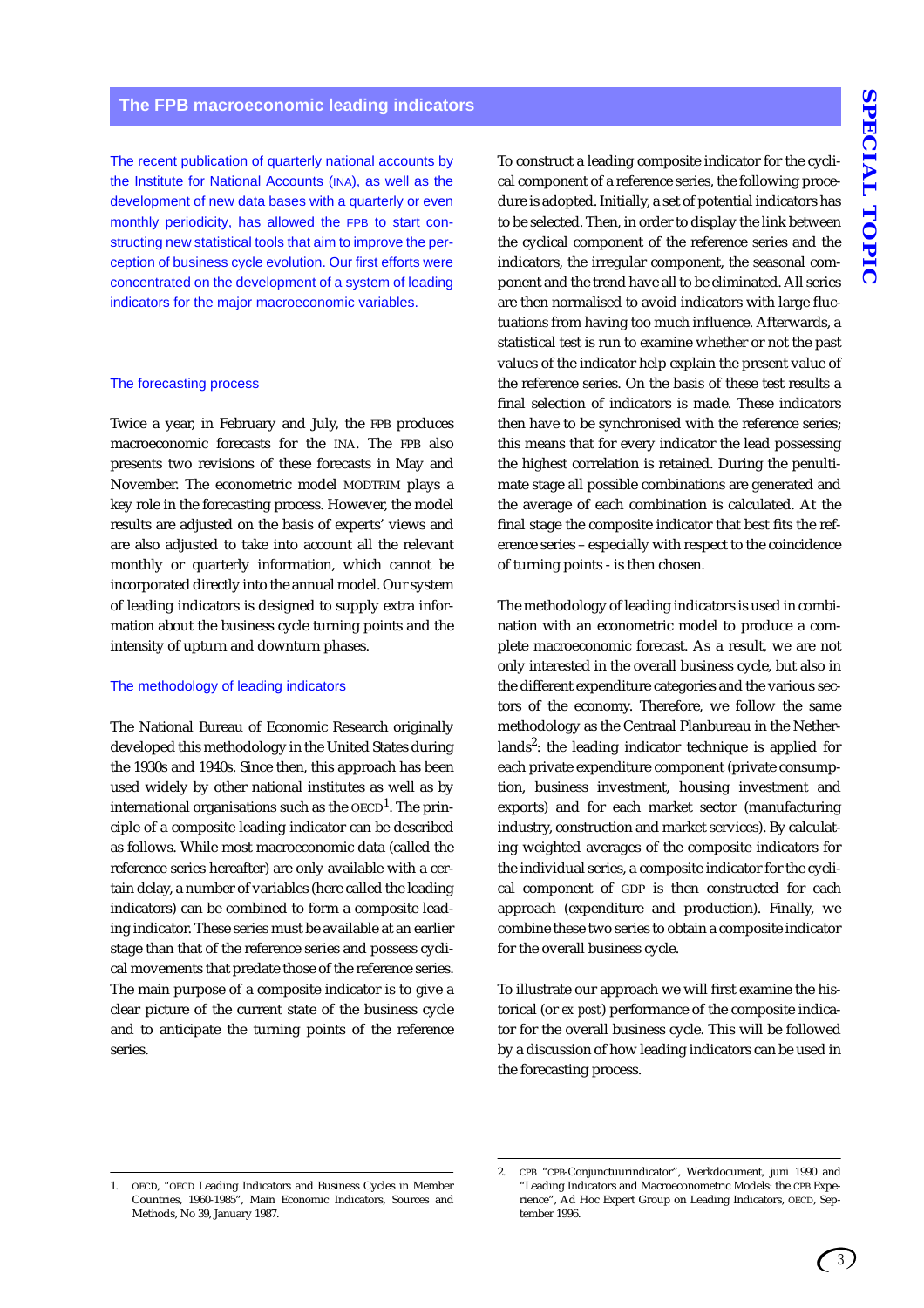## The FPB macroeconomic leading indicators

The recent publication of quarterly national accounts by the Institute for National Accounts (INA), as well as the development of new data bases with a quarterly or even monthly periodicity, has allowed the FPB to start constructing new statistical tools that aim to improve the perception of business cycle evolution. Our first efforts were concentrated on the development of a system of leading indicators for the major macroeconomic variables.

### The forecasting process

Twice a year, in February and July, the FPB produces macroeconomic forecasts for the INA. The FPB also presents two revisions of these forecasts in May and November. The econometric model MODTRIM plays a key role in the forecasting process. However, the model results are adjusted on the basis of experts' views and are also adjusted to take into account all the relevant monthly or quarterly information, which cannot be incorporated directly into the annual model. Our system of leading indicators is designed to supply extra information about the business cycle turning points and the intensity of upturn and downturn phases.

### The methodology of leading indicators

The National Bureau of Economic Research originally developed this methodology in the United States during the 1930s and 1940s. Since then, this approach has been used widely by other national institutes as well as by international organisations such as the OECD[1]. The principle of a composite leading indicator can be described as follows. While most macroeconomic data (called the reference series hereafter) are only available with a certain delay, a number of variables (here called the leading indicators) can be combined to form a composite leading indicator. These series must be available at an earlier stage than that of the reference series and possess cyclical movements that predate those of the reference series. The main purpose of a composite indicator is to give a clear picture of the current state of the business cycle and to anticipate the turning points of the reference series.

To construct a leading composite indicator for the cyclical component of a reference series, the following procedure is adopted. Initially, a set of potential indicators has to be selected. Then, in order to display the link between the cyclical component of the reference series and the indicators, the irregular component, the seasonal component and the trend have all to be eliminated. All series are then normalised to avoid indicators with large fluctuations from having too much influence. Afterwards, a statistical test is run to examine whether or not the past values of the indicator help explain the present value of the reference series. On the basis of these test results a final selection of indicators is made. These indicators then have to be synchronised with the reference series; this means that for every indicator the lead possessing the highest correlation is retained. During the penultimate stage all possible combinations are generated and the average of each combination is calculated. At the final stage the composite indicator that best fits the reference series – especially with respect to the coincidence of turning points - is then chosen.

The methodology of leading indicators is used in combination with an econometric model to produce a complete macroeconomic forecast. As a result, we are not only interested in the overall business cycle, but also in the different expenditure categories and the various sectors of the economy. Therefore, we follow the same methodology as the Centraal Planbureau in the Netherlands[2]: the leading indicator technique is applied for each private expenditure component (private consumption, business investment, housing investment and exports) and for each market sector (manufacturing industry, construction and market services). By calculating weighted averages of the composite indicators for the individual series, a composite indicator for the cyclical component of GDP is then constructed for each approach (expenditure and production). Finally, we combine these two series to obtain a composite indicator for the overall business cycle.

To illustrate our approach we will first examine the historical (or *ex post*) performance of the composite indicator for the overall business cycle. This will be followed by a discussion of how leading indicators can be used in the forecasting process.

---

1. OECD, "OECD Leading Indicators and Business Cycles in Member Countries, 1960-1985", Main Economic Indicators, Sources and Methods, No 39, January 1987.

2. CPB "CPB-Conjunctuurindicator", Werkdocument, juni 1990 and "Leading Indicators and Macroeconometric Models: the CPB Experience", Ad Hoc Expert Group on Leading Indicators, OECD, September 1996.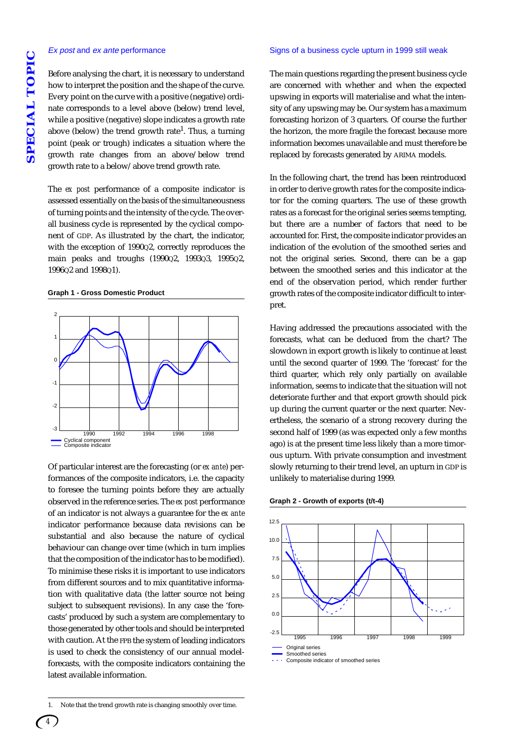### *Ex post* and *ex ante* performance

Before analysing the chart, it is necessary to understand how to interpret the position and the shape of the curve. Every point on the curve with a positive (negative) ordinate corresponds to a level above (below) trend level, while a positive (negative) slope indicates a growth rate above (below) the trend growth rate[1]. Thus, a turning point (peak or trough) indicates a situation where the growth rate changes from an above/below trend growth rate to a below/above trend growth rate.

The *ex post* performance of a composite indicator is assessed essentially on the basis of the simultaneousness of turning points and the intensity of the cycle. The overall business cycle is represented by the cyclical component of GDP. As illustrated by the chart, the indicator, with the exception of 1990Q2, correctly reproduces the main peaks and troughs (1990Q2, 1993Q3, 1995Q2, 1996Q2 and 1998Q1).

**Graph 1 - Gross Domestic Product**

Of particular interest are the forecasting (or *ex ante*) performances of the composite indicators, i.e. the capacity to foresee the turning points before they are actually observed in the reference series. The *ex post* performance of an indicator is not always a guarantee for the *ex ante* indicator performance because data revisions can be substantial and also because the nature of cyclical behaviour can change over time (which in turn implies that the composition of the indicator has to be modified). To minimise these risks it is important to use indicators from different sources and to mix quantitative information with qualitative data (the latter source not being subject to subsequent revisions). In any case the 'forecasts' produced by such a system are complementary to those generated by other tools and should be interpreted with caution. At the FPB the system of leading indicators is used to check the consistency of our annual model-forecasts, with the composite indicators containing the latest available information.

### Signs of a business cycle upturn in 1999 still weak

The main questions regarding the present business cycle are concerned with whether and when the expected upswing in exports will materialise and what the intensity of any upswing may be. Our system has a maximum forecasting horizon of 3 quarters. Of course the further the horizon, the more fragile the forecast because more information becomes unavailable and must therefore be replaced by forecasts generated by ARIMA models.

In the following chart, the trend has been reintroduced in order to derive growth rates for the composite indicator for the coming quarters. The use of these growth rates as a forecast for the original series seems tempting, but there are a number of factors that need to be accounted for. First, the composite indicator provides an indication of the evolution of the smoothed series and not the original series. Second, there can be a gap between the smoothed series and this indicator at the end of the observation period, which render further growth rates of the composite indicator difficult to interpret.

Having addressed the precautions associated with the forecasts, what can be deduced from the chart? The slowdown in export growth is likely to continue at least until the second quarter of 1999. The 'forecast' for the third quarter, which rely only partially on available information, seems to indicate that the situation will not deteriorate further and that export growth should pick up during the current quarter or the next quarter. Nevertheless, the scenario of a strong recovery during the second half of 1999 (as was expected only a few months ago) is at the present time less likely than a more timorous upturn. With private consumption and investment slowly returning to their trend level, an upturn in GDP is unlikely to materialise during 1999.

**Graph 2 - Growth of exports (t/t-4)**

---

1. Note that the trend growth rate is changing smoothly over time.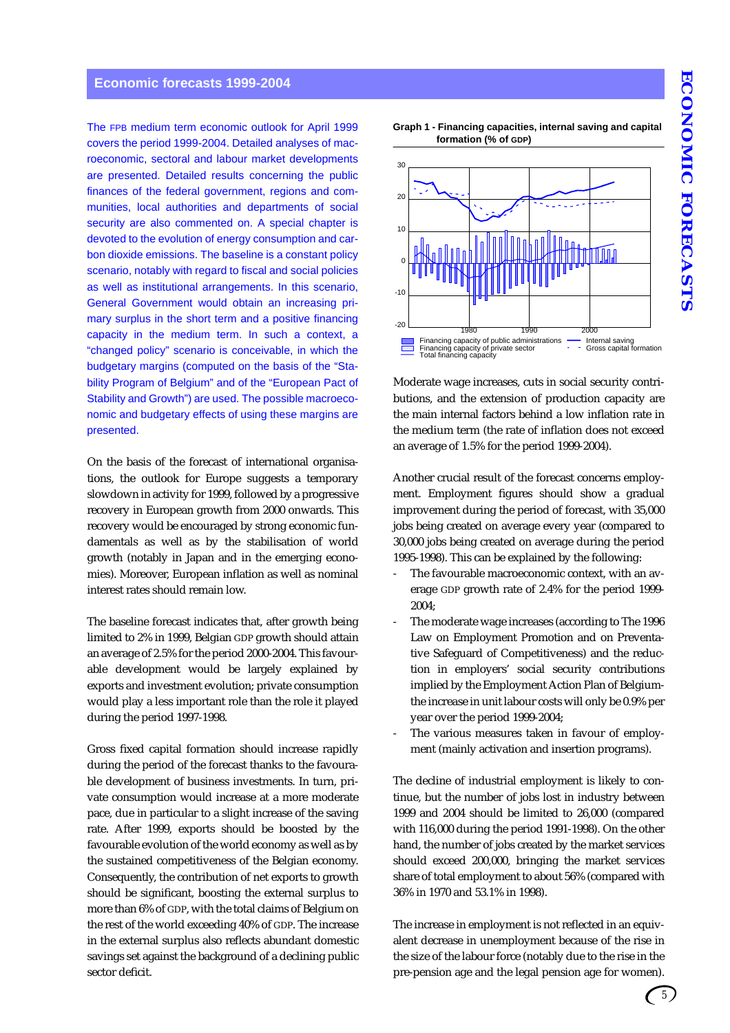## Economic forecasts 1999-2004

The FPB medium term economic outlook for April 1999 covers the period 1999-2004. Detailed analyses of macroeconomic, sectoral and labour market developments are presented. Detailed results concerning the public finances of the federal government, regions and communities, local authorities and departments of social security are also commented on. A special chapter is devoted to the evolution of energy consumption and carbon dioxide emissions. The baseline is a constant policy scenario, notably with regard to fiscal and social policies as well as institutional arrangements. In this scenario, General Government would obtain an increasing primary surplus in the short term and a positive financing capacity in the medium term. In such a context, a “changed policy” scenario is conceivable, in which the budgetary margins (computed on the basis of the “Stability Program of Belgium” and of the “European Pact of Stability and Growth”) are used. The possible macroeconomic and budgetary effects of using these margins are presented.

On the basis of the forecast of international organisations, the outlook for Europe suggests a temporary slowdown in activity for 1999, followed by a progressive recovery in European growth from 2000 onwards. This recovery would be encouraged by strong economic fundamentals as well as by the stabilisation of world growth (notably in Japan and in the emerging economies). Moreover, European inflation as well as nominal interest rates should remain low.

The baseline forecast indicates that, after growth being limited to 2% in 1999, Belgian GDP growth should attain an average of 2.5% for the period 2000-2004. This favourable development would be largely explained by exports and investment evolution; private consumption would play a less important role than the role it played during the period 1997-1998.

Gross fixed capital formation should increase rapidly during the period of the forecast thanks to the favourable development of business investments. In turn, private consumption would increase at a more moderate pace, due in particular to a slight increase of the saving rate. After 1999, exports should be boosted by the favourable evolution of the world economy as well as by the sustained competitiveness of the Belgian economy. Consequently, the contribution of net exports to growth should be significant, boosting the external surplus to more than 6% of GDP, with the total claims of Belgium on the rest of the world exceeding 40% of GDP. The increase in the external surplus also reflects abundant domestic savings set against the background of a declining public sector deficit.

**Graph 1 - Financing capacities, internal saving and capital formation (% of GDP)**

Legend: Financing capacity of public administrations; Financing capacity of private sector; Total financing capacity; Internal saving; Gross capital formation

Moderate wage increases, cuts in social security contributions, and the extension of production capacity are the main internal factors behind a low inflation rate in the medium term (the rate of inflation does not exceed an average of 1.5% for the period 1999-2004).

Another crucial result of the forecast concerns employment. Employment figures should show a gradual improvement during the period of forecast, with 35,000 jobs being created on average every year (compared to 30,000 jobs being created on average during the period 1995-1998). This can be explained by the following:

- The favourable macroeconomic context, with an average GDP growth rate of 2.4% for the period 1999-2004;
- The moderate wage increases (according to The 1996 Law on Employment Promotion and on Preventative Safeguard of Competitiveness) and the reduction in employers’ social security contributions implied by the Employment Action Plan of Belgium-the increase in unit labour costs will only be 0.9% per year over the period 1999-2004;
- The various measures taken in favour of employment (mainly activation and insertion programs).

The decline of industrial employment is likely to continue, but the number of jobs lost in industry between 1999 and 2004 should be limited to 26,000 (compared with 116,000 during the period 1991-1998). On the other hand, the number of jobs created by the market services should exceed 200,000, bringing the market services share of total employment to about 56% (compared with 36% in 1970 and 53.1% in 1998).

The increase in employment is not reflected in an equivalent decrease in unemployment because of the rise in the size of the labour force (notably due to the rise in the pre-pension age and the legal pension age for women).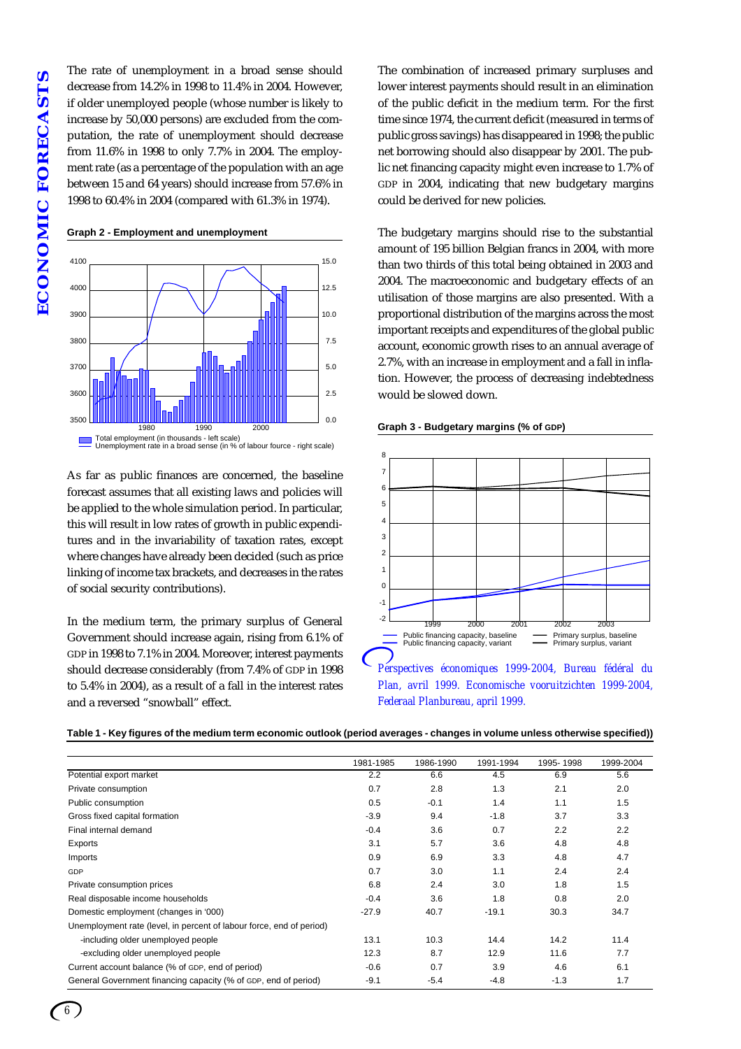The rate of unemployment in a broad sense should decrease from 14.2% in 1998 to 11.4% in 2004. However, if older unemployed people (whose number is likely to increase by 50,000 persons) are excluded from the computation, the rate of unemployment should decrease from 11.6% in 1998 to only 7.7% in 2004. The employment rate (as a percentage of the population with an age between 15 and 64 years) should increase from 57.6% in 1998 to 60.4% in 2004 (compared with 61.3% in 1974).

**Graph 2 - Employment and unemployment**

Total employment (in thousands - left scale)
Unemployment rate in a broad sense (in % of labour fource - right scale)

As far as public finances are concerned, the baseline forecast assumes that all existing laws and policies will be applied to the whole simulation period. In particular, this will result in low rates of growth in public expenditures and in the invariability of taxation rates, except where changes have already been decided (such as price linking of income tax brackets, and decreases in the rates of social security contributions).

In the medium term, the primary surplus of General Government should increase again, rising from 6.1% of GDP in 1998 to 7.1% in 2004. Moreover, interest payments should decrease considerably (from 7.4% of GDP in 1998 to 5.4% in 2004), as a result of a fall in the interest rates and a reversed "snowball" effect.

The combination of increased primary surpluses and lower interest payments should result in an elimination of the public deficit in the medium term. For the first time since 1974, the current deficit (measured in terms of public gross savings) has disappeared in 1998; the public net borrowing should also disappear by 2001. The public net financing capacity might even increase to 1.7% of GDP in 2004, indicating that new budgetary margins could be derived for new policies.

The budgetary margins should rise to the substantial amount of 195 billion Belgian francs in 2004, with more than two thirds of this total being obtained in 2003 and 2004. The macroeconomic and budgetary effects of an utilisation of those margins are also presented. With a proportional distribution of the margins across the most important receipts and expenditures of the global public account, economic growth rises to an annual average of 2.7%, with an increase in employment and a fall in inflation. However, the process of decreasing indebtedness would be slowed down.

**Graph 3 - Budgetary margins (% of GDP)**

Public financing capacity, baseline — Public financing capacity, variant — Primary surplus, baseline — Primary surplus, variant

*Perspectives économiques 1999-2004, Bureau fédéral du Plan, avril 1999. Economische vooruitzichten 1999-2004, Federaal Planbureau, april 1999.*

**Table 1 - Key figures of the medium term economic outlook (period averages - changes in volume unless otherwise specified))**

| | 1981-1985 | 1986-1990 | 1991-1994 | 1995- 1998 | 1999-2004 |
|---|---|---|---|---|---|
| Potential export market | 2.2 | 6.6 | 4.5 | 6.9 | 5.6 |
| Private consumption | 0.7 | 2.8 | 1.3 | 2.1 | 2.0 |
| Public consumption | 0.5 | -0.1 | 1.4 | 1.1 | 1.5 |
| Gross fixed capital formation | -3.9 | 9.4 | -1.8 | 3.7 | 3.3 |
| Final internal demand | -0.4 | 3.6 | 0.7 | 2.2 | 2.2 |
| Exports | 3.1 | 5.7 | 3.6 | 4.8 | 4.8 |
| Imports | 0.9 | 6.9 | 3.3 | 4.8 | 4.7 |
| GDP | 0.7 | 3.0 | 1.1 | 2.4 | 2.4 |
| Private consumption prices | 6.8 | 2.4 | 3.0 | 1.8 | 1.5 |
| Real disposable income households | -0.4 | 3.6 | 1.8 | 0.8 | 2.0 |
| Domestic employment (changes in '000) | -27.9 | 40.7 | -19.1 | 30.3 | 34.7 |
| Unemployment rate (level, in percent of labour force, end of period) | | | | | |
| -including older unemployed people | 13.1 | 10.3 | 14.4 | 14.2 | 11.4 |
| -excluding older unemployed people | 12.3 | 8.7 | 12.9 | 11.6 | 7.7 |
| Current account balance (% of GDP, end of period) | -0.6 | 0.7 | 3.9 | 4.6 | 6.1 |
| General Government financing capacity (% of GDP, end of period) | -9.1 | -5.4 | -4.8 | -1.3 | 1.7 |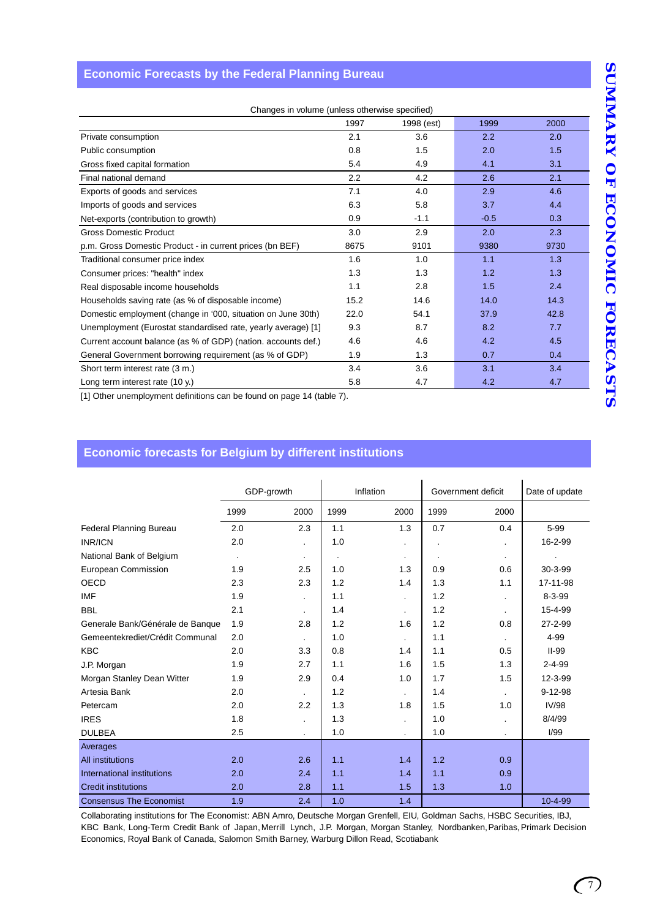## Economic Forecasts by the Federal Planning Bureau

| Changes in volume (unless otherwise specified) | 1997 | 1998 (est) | 1999 | 2000 |
|---|---|---|---|---|
| Private consumption | 2.1 | 3.6 | 2.2 | 2.0 |
| Public consumption | 0.8 | 1.5 | 2.0 | 1.5 |
| Gross fixed capital formation | 5.4 | 4.9 | 4.1 | 3.1 |
| Final national demand | 2.2 | 4.2 | 2.6 | 2.1 |
| Exports of goods and services | 7.1 | 4.0 | 2.9 | 4.6 |
| Imports of goods and services | 6.3 | 5.8 | 3.7 | 4.4 |
| Net-exports (contribution to growth) | 0.9 | -1.1 | -0.5 | 0.3 |
| Gross Domestic Product | 3.0 | 2.9 | 2.0 | 2.3 |
| p.m. Gross Domestic Product - in current prices (bn BEF) | 8675 | 9101 | 9380 | 9730 |
| Traditional consumer price index | 1.6 | 1.0 | 1.1 | 1.3 |
| Consumer prices: "health" index | 1.3 | 1.3 | 1.2 | 1.3 |
| Real disposable income households | 1.1 | 2.8 | 1.5 | 2.4 |
| Households saving rate (as % of disposable income) | 15.2 | 14.6 | 14.0 | 14.3 |
| Domestic employment (change in '000, situation on June 30th) | 22.0 | 54.1 | 37.9 | 42.8 |
| Unemployment (Eurostat standardised rate, yearly average) [1] | 9.3 | 8.7 | 8.2 | 7.7 |
| Current account balance (as % of GDP) (nation. accounts def.) | 4.6 | 4.6 | 4.2 | 4.5 |
| General Government borrowing requirement (as % of GDP) | 1.9 | 1.3 | 0.7 | 0.4 |
| Short term interest rate (3 m.) | 3.4 | 3.6 | 3.1 | 3.4 |
| Long term interest rate (10 y.) | 5.8 | 4.7 | 4.2 | 4.7 |

[1] Other unemployment definitions can be found on page 14 (table 7).

## Economic forecasts for Belgium by different institutions

| | GDP-growth | | Inflation | | Government deficit | | Date of update |
|---|---|---|---|---|---|---|---|
| | 1999 | 2000 | 1999 | 2000 | 1999 | 2000 | |
| Federal Planning Bureau | 2.0 | 2.3 | 1.1 | 1.3 | 0.7 | 0.4 | 5-99 |
| INR/ICN | 2.0 | . | 1.0 | . | . | . | 16-2-99 |
| National Bank of Belgium | . | . | . | . | . | . | . |
| European Commission | 1.9 | 2.5 | 1.0 | 1.3 | 0.9 | 0.6 | 30-3-99 |
| OECD | 2.3 | 2.3 | 1.2 | 1.4 | 1.3 | 1.1 | 17-11-98 |
| IMF | 1.9 | . | 1.1 | . | 1.2 | . | 8-3-99 |
| BBL | 2.1 | . | 1.4 | . | 1.2 | . | 15-4-99 |
| Generale Bank/Générale de Banque | 1.9 | 2.8 | 1.2 | 1.6 | 1.2 | 0.8 | 27-2-99 |
| Gemeentekrediet/Crédit Communal | 2.0 | . | 1.0 | . | 1.1 | . | 4-99 |
| KBC | 2.0 | 3.3 | 0.8 | 1.4 | 1.1 | 0.5 | II-99 |
| J.P. Morgan | 1.9 | 2.7 | 1.1 | 1.6 | 1.5 | 1.3 | 2-4-99 |
| Morgan Stanley Dean Witter | 1.9 | 2.9 | 0.4 | 1.0 | 1.7 | 1.5 | 12-3-99 |
| Artesia Bank | 2.0 | . | 1.2 | . | 1.4 | . | 9-12-98 |
| Petercam | 2.0 | 2.2 | 1.3 | 1.8 | 1.5 | 1.0 | IV/98 |
| IRES | 1.8 | . | 1.3 | . | 1.0 | . | 8/4/99 |
| DULBEA | 2.5 | . | 1.0 | . | 1.0 | . | I/99 |
| Averages | | | | | | | |
| All institutions | 2.0 | 2.6 | 1.1 | 1.4 | 1.2 | 0.9 | |
| International institutions | 2.0 | 2.4 | 1.1 | 1.4 | 1.1 | 0.9 | |
| Credit institutions | 2.0 | 2.8 | 1.1 | 1.5 | 1.3 | 1.0 | |
| Consensus The Economist | 1.9 | 2.4 | 1.0 | 1.4 | | | 10-4-99 |

Collaborating institutions for The Economist: ABN Amro, Deutsche Morgan Grenfell, EIU, Goldman Sachs, HSBC Securities, IBJ, KBC Bank, Long-Term Credit Bank of Japan, Merrill Lynch, J.P. Morgan, Morgan Stanley, Nordbanken, Paribas, Primark Decision Economics, Royal Bank of Canada, Salomon Smith Barney, Warburg Dillon Read, Scotiabank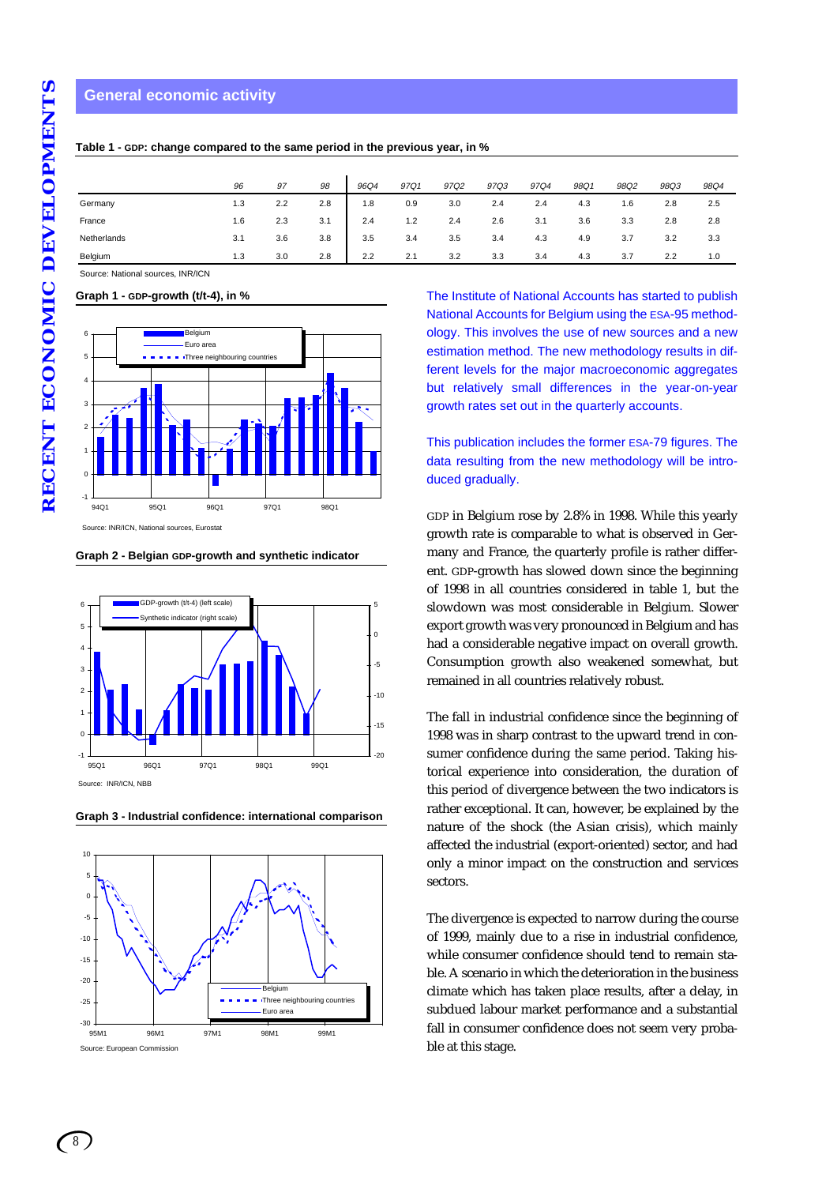## General economic activity

**Table 1 - GDP: change compared to the same period in the previous year, in %**

| | 96 | 97 | 98 | 96Q4 | 97Q1 | 97Q2 | 97Q3 | 97Q4 | 98Q1 | 98Q2 | 98Q3 | 98Q4 |
|---|---|---|---|---|---|---|---|---|---|---|---|---|
| Germany | 1.3 | 2.2 | 2.8 | 1.8 | 0.9 | 3.0 | 2.4 | 2.4 | 4.3 | 1.6 | 2.8 | 2.5 |
| France | 1.6 | 2.3 | 3.1 | 2.4 | 1.2 | 2.4 | 2.6 | 3.1 | 3.6 | 3.3 | 2.8 | 2.8 |
| Netherlands | 3.1 | 3.6 | 3.8 | 3.5 | 3.4 | 3.5 | 3.4 | 4.3 | 4.9 | 3.7 | 3.2 | 3.3 |
| Belgium | 1.3 | 3.0 | 2.8 | 2.2 | 2.1 | 3.2 | 3.3 | 3.4 | 4.3 | 3.7 | 2.2 | 1.0 |

Source: National sources, INR/ICN

**Graph 1 - GDP-growth (t/t-4), in %**

Source: INR/ICN, National sources, Eurostat

**Graph 2 - Belgian GDP-growth and synthetic indicator**

Source: INR/ICN, NBB

**Graph 3 - Industrial confidence: international comparison**

Source: European Commission

The Institute of National Accounts has started to publish National Accounts for Belgium using the ESA-95 methodology. This involves the use of new sources and a new estimation method. The new methodology results in different levels for the major macroeconomic aggregates but relatively small differences in the year-on-year growth rates set out in the quarterly accounts.

This publication includes the former ESA-79 figures. The data resulting from the new methodology will be introduced gradually.

GDP in Belgium rose by 2.8% in 1998. While this yearly growth rate is comparable to what is observed in Germany and France, the quarterly profile is rather different. GDP-growth has slowed down since the beginning of 1998 in all countries considered in table 1, but the slowdown was most considerable in Belgium. Slower export growth was very pronounced in Belgium and has had a considerable negative impact on overall growth. Consumption growth also weakened somewhat, but remained in all countries relatively robust.

The fall in industrial confidence since the beginning of 1998 was in sharp contrast to the upward trend in consumer confidence during the same period. Taking historical experience into consideration, the duration of this period of divergence between the two indicators is rather exceptional. It can, however, be explained by the nature of the shock (the Asian crisis), which mainly affected the industrial (export-oriented) sector, and had only a minor impact on the construction and services sectors.

The divergence is expected to narrow during the course of 1999, mainly due to a rise in industrial confidence, while consumer confidence should tend to remain stable. A scenario in which the deterioration in the business climate which has taken place results, after a delay, in subdued labour market performance and a substantial fall in consumer confidence does not seem very probable at this stage.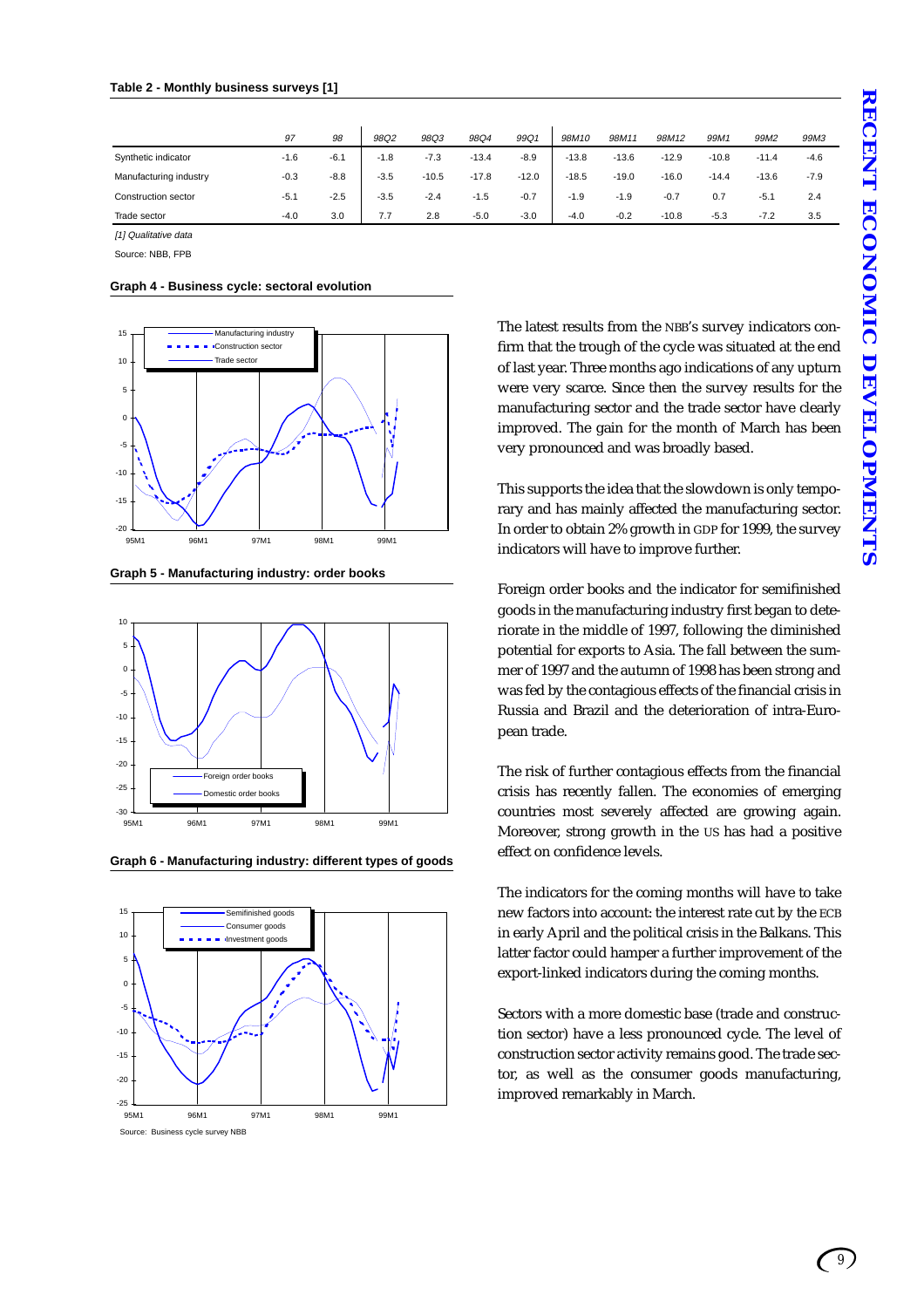**Table 2 - Monthly business surveys [1]**

| | 97 | 98 | 98Q2 | 98Q3 | 98Q4 | 99Q1 | 98M10 | 98M11 | 98M12 | 99M1 | 99M2 | 99M3 |
|---|---|---|---|---|---|---|---|---|---|---|---|---|
| Synthetic indicator | -1.6 | -6.1 | -1.8 | -7.3 | -13.4 | -8.9 | -13.8 | -13.6 | -12.9 | -10.8 | -11.4 | -4.6 |
| Manufacturing industry | -0.3 | -8.8 | -3.5 | -10.5 | -17.8 | -12.0 | -18.5 | -19.0 | -16.0 | -14.4 | -13.6 | -7.9 |
| Construction sector | -5.1 | -2.5 | -3.5 | -2.4 | -1.5 | -0.7 | -1.9 | -1.9 | -0.7 | 0.7 | -5.1 | 2.4 |
| Trade sector | -4.0 | 3.0 | 7.7 | 2.8 | -5.0 | -3.0 | -4.0 | -0.2 | -10.8 | -5.3 | -7.2 | 3.5 |

*[1] Qualitative data*

Source: NBB, FPB

**Graph 4 - Business cycle: sectoral evolution**

**Graph 5 - Manufacturing industry: order books**

**Graph 6 - Manufacturing industry: different types of goods**

Source: Business cycle survey NBB

The latest results from the NBB's survey indicators confirm that the trough of the cycle was situated at the end of last year. Three months ago indications of any upturn were very scarce. Since then the survey results for the manufacturing sector and the trade sector have clearly improved. The gain for the month of March has been very pronounced and was broadly based.

This supports the idea that the slowdown is only temporary and has mainly affected the manufacturing sector. In order to obtain 2% growth in GDP for 1999, the survey indicators will have to improve further.

Foreign order books and the indicator for semifinished goods in the manufacturing industry first began to deteriorate in the middle of 1997, following the diminished potential for exports to Asia. The fall between the summer of 1997 and the autumn of 1998 has been strong and was fed by the contagious effects of the financial crisis in Russia and Brazil and the deterioration of intra-European trade.

The risk of further contagious effects from the financial crisis has recently fallen. The economies of emerging countries most severely affected are growing again. Moreover, strong growth in the US has had a positive effect on confidence levels.

The indicators for the coming months will have to take new factors into account: the interest rate cut by the ECB in early April and the political crisis in the Balkans. This latter factor could hamper a further improvement of the export-linked indicators during the coming months.

Sectors with a more domestic base (trade and construction sector) have a less pronounced cycle. The level of construction sector activity remains good. The trade sector, as well as the consumer goods manufacturing, improved remarkably in March.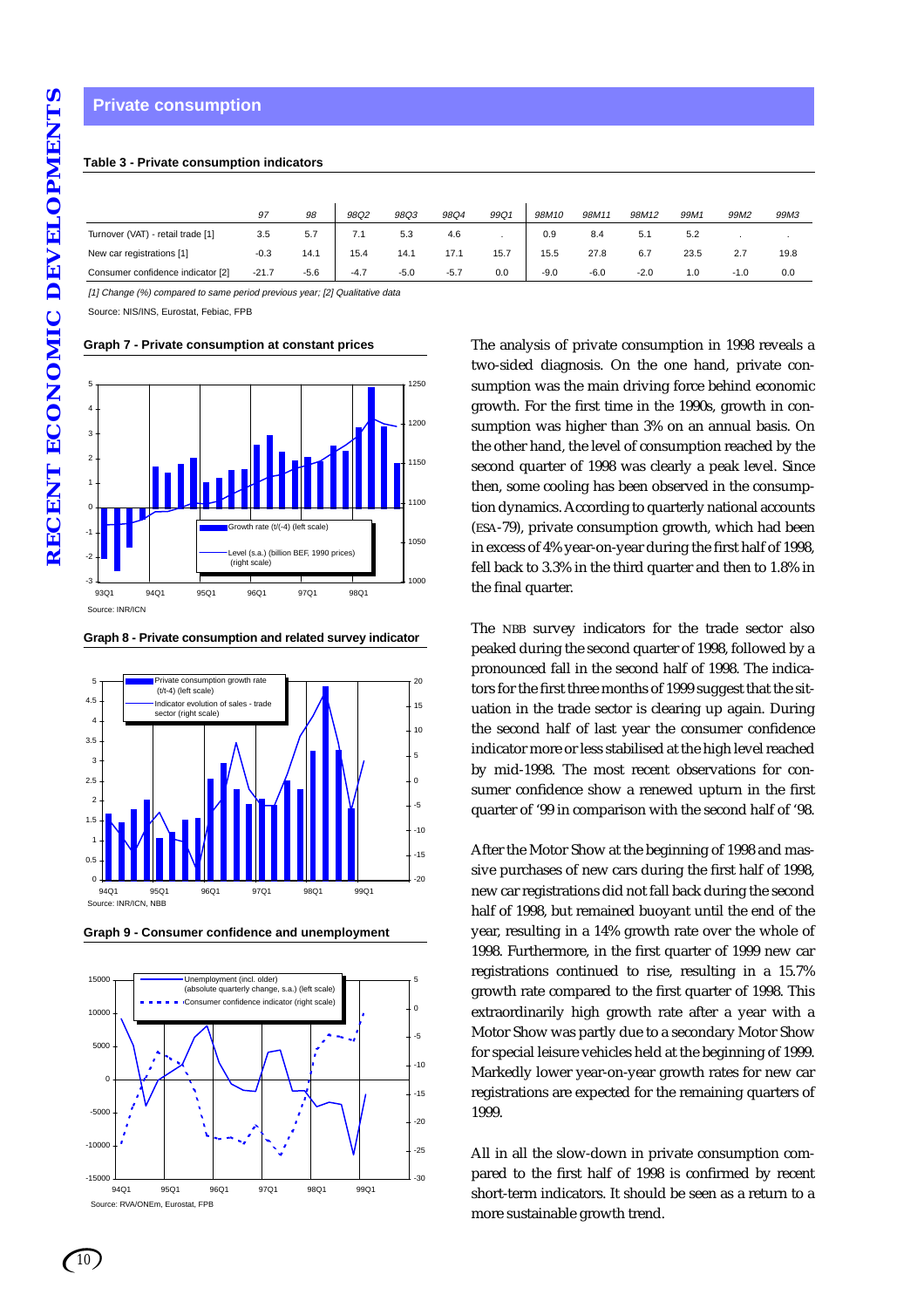## Private consumption

**Table 3 - Private consumption indicators**

| | 97 | 98 | 98Q2 | 98Q3 | 98Q4 | 99Q1 | 98M10 | 98M11 | 98M12 | 99M1 | 99M2 | 99M3 |
|---|---|---|---|---|---|---|---|---|---|---|---|---|
| Turnover (VAT) - retail trade [1] | 3.5 | 5.7 | 7.1 | 5.3 | 4.6 | . | 0.9 | 8.4 | 5.1 | 5.2 | . | . |
| New car registrations [1] | -0.3 | 14.1 | 15.4 | 14.1 | 17.1 | 15.7 | 15.5 | 27.8 | 6.7 | 23.5 | 2.7 | 19.8 |
| Consumer confidence indicator [2] | -21.7 | -5.6 | -4.7 | -5.0 | -5.7 | 0.0 | -9.0 | -6.0 | -2.0 | 1.0 | -1.0 | 0.0 |

*[1] Change (%) compared to same period previous year; [2] Qualitative data*

Source: NIS/INS, Eurostat, Febiac, FPB

**Graph 7 - Private consumption at constant prices**

Source: INR/ICN

**Graph 8 - Private consumption and related survey indicator**

Source: INR/ICN, NBB

**Graph 9 - Consumer confidence and unemployment**

Source: RVA/ONEm, Eurostat, FPB

The analysis of private consumption in 1998 reveals a two-sided diagnosis. On the one hand, private consumption was the main driving force behind economic growth. For the first time in the 1990s, growth in consumption was higher than 3% on an annual basis. On the other hand, the level of consumption reached by the second quarter of 1998 was clearly a peak level. Since then, some cooling has been observed in the consumption dynamics. According to quarterly national accounts (ESA-79), private consumption growth, which had been in excess of 4% year-on-year during the first half of 1998, fell back to 3.3% in the third quarter and then to 1.8% in the final quarter.

The NBB survey indicators for the trade sector also peaked during the second quarter of 1998, followed by a pronounced fall in the second half of 1998. The indicators for the first three months of 1999 suggest that the situation in the trade sector is clearing up again. During the second half of last year the consumer confidence indicator more or less stabilised at the high level reached by mid-1998. The most recent observations for consumer confidence show a renewed upturn in the first quarter of '99 in comparison with the second half of '98.

After the Motor Show at the beginning of 1998 and massive purchases of new cars during the first half of 1998, new car registrations did not fall back during the second half of 1998, but remained buoyant until the end of the year, resulting in a 14% growth rate over the whole of 1998. Furthermore, in the first quarter of 1999 new car registrations continued to rise, resulting in a 15.7% growth rate compared to the first quarter of 1998. This extraordinarily high growth rate after a year with a Motor Show was partly due to a secondary Motor Show for special leisure vehicles held at the beginning of 1999. Markedly lower year-on-year growth rates for new car registrations are expected for the remaining quarters of 1999.

All in all the slow-down in private consumption compared to the first half of 1998 is confirmed by recent short-term indicators. It should be seen as a return to a more sustainable growth trend.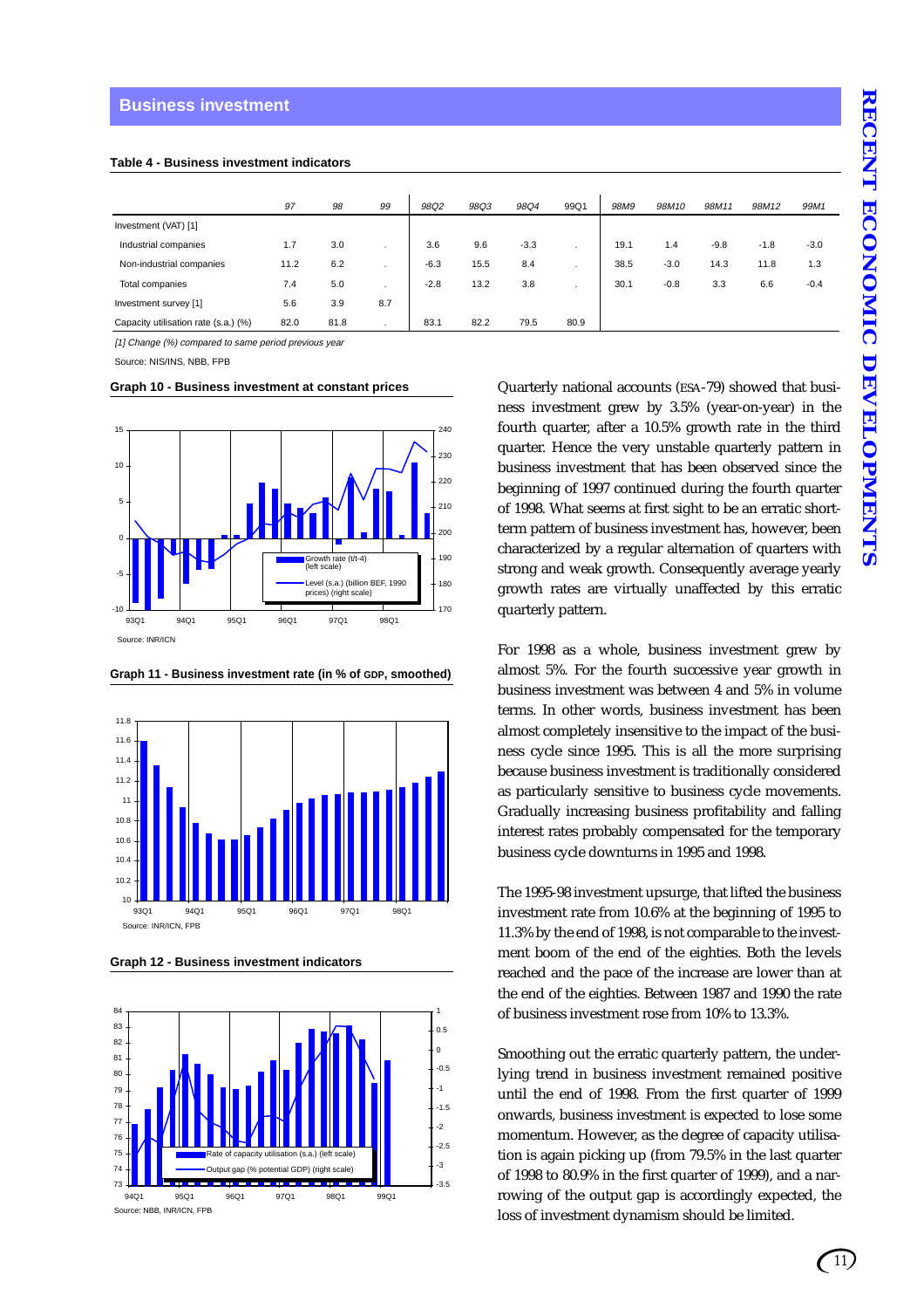## Business investment

**Table 4 - Business investment indicators**

| | 97 | 98 | 99 | 98Q2 | 98Q3 | 98Q4 | 99Q1 | 98M9 | 98M10 | 98M11 | 98M12 | 99M1 |
|---|---|---|---|---|---|---|---|---|---|---|---|---|
| Investment (VAT) [1] | | | | | | | | | | | | |
| Industrial companies | 1.7 | 3.0 | . | 3.6 | 9.6 | -3.3 | . | 19.1 | 1.4 | -9.8 | -1.8 | -3.0 |
| Non-industrial companies | 11.2 | 6.2 | . | -6.3 | 15.5 | 8.4 | . | 38.5 | -3.0 | 14.3 | 11.8 | 1.3 |
| Total companies | 7.4 | 5.0 | . | -2.8 | 13.2 | 3.8 | . | 30.1 | -0.8 | 3.3 | 6.6 | -0.4 |
| Investment survey [1] | 5.6 | 3.9 | 8.7 | | | | | | | | | |
| Capacity utilisation rate (s.a.) (%) | 82.0 | 81.8 | . | 83.1 | 82.2 | 79.5 | 80.9 | | | | | |

*[1] Change (%) compared to same period previous year*

Source: NIS/INS, NBB, FPB

**Graph 10 - Business investment at constant prices**

Source: INR/ICN

**Graph 11 - Business investment rate (in % of GDP, smoothed)**

Source: INR/ICN, FPB

**Graph 12 - Business investment indicators**

Source: NBB, INR/ICN, FPB

Quarterly national accounts (ESA-79) showed that business investment grew by 3.5% (year-on-year) in the fourth quarter, after a 10.5% growth rate in the third quarter. Hence the very unstable quarterly pattern in business investment that has been observed since the beginning of 1997 continued during the fourth quarter of 1998. What seems at first sight to be an erratic short-term pattern of business investment has, however, been characterized by a regular alternation of quarters with strong and weak growth. Consequently average yearly growth rates are virtually unaffected by this erratic quarterly pattern.

For 1998 as a whole, business investment grew by almost 5%. For the fourth successive year growth in business investment was between 4 and 5% in volume terms. In other words, business investment has been almost completely insensitive to the impact of the business cycle since 1995. This is all the more surprising because business investment is traditionally considered as particularly sensitive to business cycle movements. Gradually increasing business profitability and falling interest rates probably compensated for the temporary business cycle downturns in 1995 and 1998.

The 1995-98 investment upsurge, that lifted the business investment rate from 10.6% at the beginning of 1995 to 11.3% by the end of 1998, is not comparable to the investment boom of the end of the eighties. Both the levels reached and the pace of the increase are lower than at the end of the eighties. Between 1987 and 1990 the rate of business investment rose from 10% to 13.3%.

Smoothing out the erratic quarterly pattern, the underlying trend in business investment remained positive until the end of 1998. From the first quarter of 1999 onwards, business investment is expected to lose some momentum. However, as the degree of capacity utilisation is again picking up (from 79.5% in the last quarter of 1998 to 80.9% in the first quarter of 1999), and a narrowing of the output gap is accordingly expected, the loss of investment dynamism should be limited.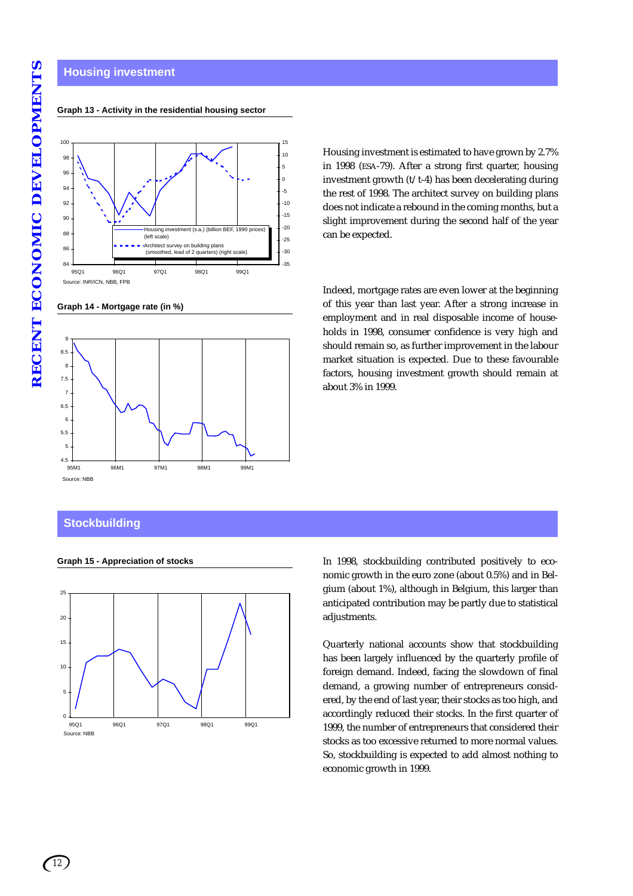## Housing investment

**Graph 13 - Activity in the residential housing sector**

Source: INR/ICN, NBB, FPB

**Graph 14 - Mortgage rate (in %)**

Source: NBB

Housing investment is estimated to have grown by 2.7% in 1998 (ESA-79). After a strong first quarter, housing investment growth (t/t-4) has been decelerating during the rest of 1998. The architect survey on building plans does not indicate a rebound in the coming months, but a slight improvement during the second half of the year can be expected.

Indeed, mortgage rates are even lower at the beginning of this year than last year. After a strong increase in employment and in real disposable income of households in 1998, consumer confidence is very high and should remain so, as further improvement in the labour market situation is expected. Due to these favourable factors, housing investment growth should remain at about 3% in 1999.

## Stockbuilding

**Graph 15 - Appreciation of stocks**

Source: NBB

In 1998, stockbuilding contributed positively to economic growth in the euro zone (about 0.5%) and in Belgium (about 1%), although in Belgium, this larger than anticipated contribution may be partly due to statistical adjustments.

Quarterly national accounts show that stockbuilding has been largely influenced by the quarterly profile of foreign demand. Indeed, facing the slowdown of final demand, a growing number of entrepreneurs considered, by the end of last year, their stocks as too high, and accordingly reduced their stocks. In the first quarter of 1999, the number of entrepreneurs that considered their stocks as too excessive returned to more normal values. So, stockbuilding is expected to add almost nothing to economic growth in 1999.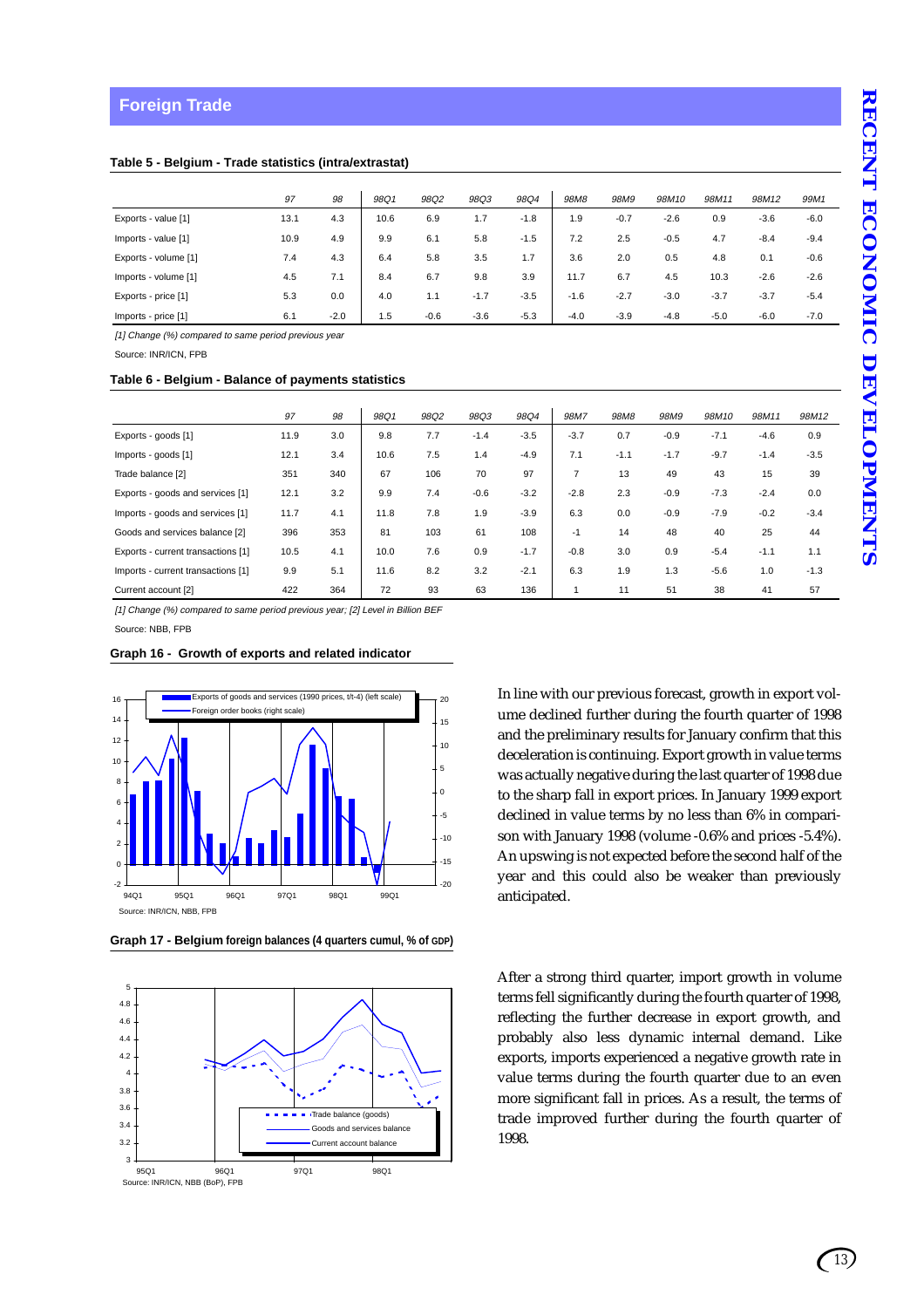## Foreign Trade

**Table 5 - Belgium - Trade statistics (intra/extrastat)**

| | 97 | 98 | 98Q1 | 98Q2 | 98Q3 | 98Q4 | 98M8 | 98M9 | 98M10 | 98M11 | 98M12 | 99M1 |
|---|---|---|---|---|---|---|---|---|---|---|---|---|
| Exports - value [1] | 13.1 | 4.3 | 10.6 | 6.9 | 1.7 | -1.8 | 1.9 | -0.7 | -2.6 | 0.9 | -3.6 | -6.0 |
| Imports - value [1] | 10.9 | 4.9 | 9.9 | 6.1 | 5.8 | -1.5 | 7.2 | 2.5 | -0.5 | 4.7 | -8.4 | -9.4 |
| Exports - volume [1] | 7.4 | 4.3 | 6.4 | 5.8 | 3.5 | 1.7 | 3.6 | 2.0 | 0.5 | 4.8 | 0.1 | -0.6 |
| Imports - volume [1] | 4.5 | 7.1 | 8.4 | 6.7 | 9.8 | 3.9 | 11.7 | 6.7 | 4.5 | 10.3 | -2.6 | -2.6 |
| Exports - price [1] | 5.3 | 0.0 | 4.0 | 1.1 | -1.7 | -3.5 | -1.6 | -2.7 | -3.0 | -3.7 | -3.7 | -5.4 |
| Imports - price [1] | 6.1 | -2.0 | 1.5 | -0.6 | -3.6 | -5.3 | -4.0 | -3.9 | -4.8 | -5.0 | -6.0 | -7.0 |

*[1] Change (%) compared to same period previous year*

Source: INR/ICN, FPB

**Table 6 - Belgium - Balance of payments statistics**

| | 97 | 98 | 98Q1 | 98Q2 | 98Q3 | 98Q4 | 98M7 | 98M8 | 98M9 | 98M10 | 98M11 | 98M12 |
|---|---|---|---|---|---|---|---|---|---|---|---|---|
| Exports - goods [1] | 11.9 | 3.0 | 9.8 | 7.7 | -1.4 | -3.5 | -3.7 | 0.7 | -0.9 | -7.1 | -4.6 | 0.9 |
| Imports - goods [1] | 12.1 | 3.4 | 10.6 | 7.5 | 1.4 | -4.9 | 7.1 | -1.1 | -1.7 | -9.7 | -1.4 | -3.5 |
| Trade balance [2] | 351 | 340 | 67 | 106 | 70 | 97 | 7 | 13 | 49 | 43 | 15 | 39 |
| Exports - goods and services [1] | 12.1 | 3.2 | 9.9 | 7.4 | -0.6 | -3.2 | -2.8 | 2.3 | -0.9 | -7.3 | -2.4 | 0.0 |
| Imports - goods and services [1] | 11.7 | 4.1 | 11.8 | 7.8 | 1.9 | -3.9 | 6.3 | 0.0 | -0.9 | -7.9 | -0.2 | -3.4 |
| Goods and services balance [2] | 396 | 353 | 81 | 103 | 61 | 108 | -1 | 14 | 48 | 40 | 25 | 44 |
| Exports - current transactions [1] | 10.5 | 4.1 | 10.0 | 7.6 | 0.9 | -1.7 | -0.8 | 3.0 | 0.9 | -5.4 | -1.1 | 1.1 |
| Imports - current transactions [1] | 9.9 | 5.1 | 11.6 | 8.2 | 3.2 | -2.1 | 6.3 | 1.9 | 1.3 | -5.6 | 1.0 | -1.3 |
| Current account [2] | 422 | 364 | 72 | 93 | 63 | 136 | 1 | 11 | 51 | 38 | 41 | 57 |

*[1] Change (%) compared to same period previous year; [2] Level in Billion BEF*

Source: NBB, FPB

**Graph 16 - Growth of exports and related indicator**

Source: INR/ICN, NBB, FPB

**Graph 17 - Belgium foreign balances (4 quarters cumul, % of GDP)**

Source: INR/ICN, NBB (BoP), FPB

In line with our previous forecast, growth in export volume declined further during the fourth quarter of 1998 and the preliminary results for January confirm that this deceleration is continuing. Export growth in value terms was actually negative during the last quarter of 1998 due to the sharp fall in export prices. In January 1999 export declined in value terms by no less than 6% in comparison with January 1998 (volume -0.6% and prices -5.4%). An upswing is not expected before the second half of the year and this could also be weaker than previously anticipated.

After a strong third quarter, import growth in volume terms fell significantly during the fourth quarter of 1998, reflecting the further decrease in export growth, and probably also less dynamic internal demand. Like exports, imports experienced a negative growth rate in value terms during the fourth quarter due to an even more significant fall in prices. As a result, the terms of trade improved further during the fourth quarter of 1998.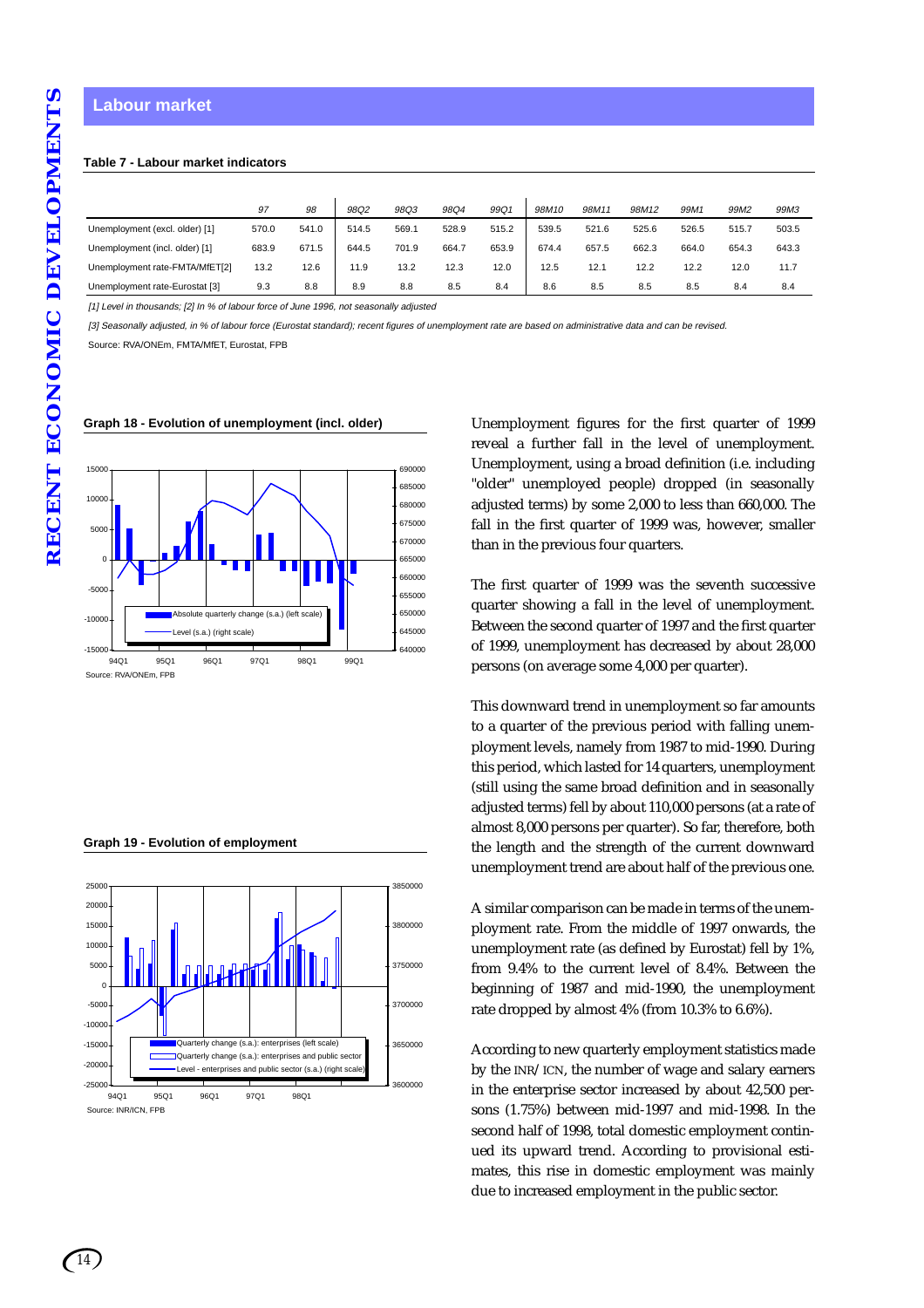## Labour market

**Table 7 - Labour market indicators**

| | 97 | 98 | 98Q2 | 98Q3 | 98Q4 | 99Q1 | 98M10 | 98M11 | 98M12 | 99M1 | 99M2 | 99M3 |
|---|---|---|---|---|---|---|---|---|---|---|---|---|
| Unemployment (excl. older) [1] | 570.0 | 541.0 | 514.5 | 569.1 | 528.9 | 515.2 | 539.5 | 521.6 | 525.6 | 526.5 | 515.7 | 503.5 |
| Unemployment (incl. older) [1] | 683.9 | 671.5 | 644.5 | 701.9 | 664.7 | 653.9 | 674.4 | 657.5 | 662.3 | 664.0 | 654.3 | 643.3 |
| Unemployment rate-FMTA/MfET[2] | 13.2 | 12.6 | 11.9 | 13.2 | 12.3 | 12.0 | 12.5 | 12.1 | 12.2 | 12.2 | 12.0 | 11.7 |
| Unemployment rate-Eurostat [3] | 9.3 | 8.8 | 8.9 | 8.8 | 8.5 | 8.4 | 8.6 | 8.5 | 8.5 | 8.5 | 8.4 | 8.4 |

*[1] Level in thousands; [2] In % of labour force of June 1996, not seasonally adjusted*

*[3] Seasonally adjusted, in % of labour force (Eurostat standard); recent figures of unemployment rate are based on administrative data and can be revised.*

Source: RVA/ONEm, FMTA/MfET, Eurostat, FPB

**Graph 18 - Evolution of unemployment (incl. older)**

Source: RVA/ONEm, FPB

**Graph 19 - Evolution of employment**

Source: INR/ICN, FPB

Unemployment figures for the first quarter of 1999 reveal a further fall in the level of unemployment. Unemployment, using a broad definition (i.e. including "older" unemployed people) dropped (in seasonally adjusted terms) by some 2,000 to less than 660,000. The fall in the first quarter of 1999 was, however, smaller than in the previous four quarters.

The first quarter of 1999 was the seventh successive quarter showing a fall in the level of unemployment. Between the second quarter of 1997 and the first quarter of 1999, unemployment has decreased by about 28,000 persons (on average some 4,000 per quarter).

This downward trend in unemployment so far amounts to a quarter of the previous period with falling unemployment levels, namely from 1987 to mid-1990. During this period, which lasted for 14 quarters, unemployment (still using the same broad definition and in seasonally adjusted terms) fell by about 110,000 persons (at a rate of almost 8,000 persons per quarter). So far, therefore, both the length and the strength of the current downward unemployment trend are about half of the previous one.

A similar comparison can be made in terms of the unemployment rate. From the middle of 1997 onwards, the unemployment rate (as defined by Eurostat) fell by 1%, from 9.4% to the current level of 8.4%. Between the beginning of 1987 and mid-1990, the unemployment rate dropped by almost 4% (from 10.3% to 6.6%).

According to new quarterly employment statistics made by the INR/ICN, the number of wage and salary earners in the enterprise sector increased by about 42,500 persons (1.75%) between mid-1997 and mid-1998. In the second half of 1998, total domestic employment continued its upward trend. According to provisional estimates, this rise in domestic employment was mainly due to increased employment in the public sector.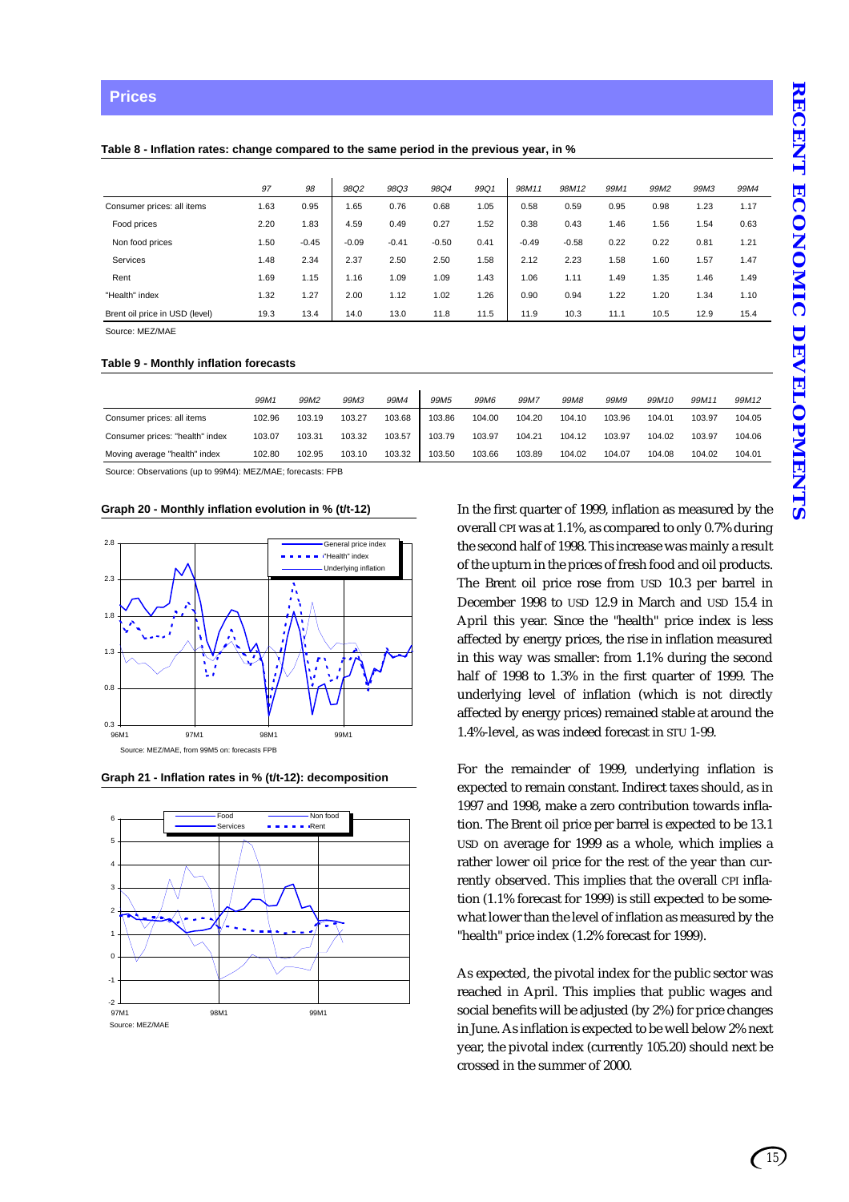## Prices

**Table 8 - Inflation rates: change compared to the same period in the previous year, in %**

| | 97 | 98 | 98Q2 | 98Q3 | 98Q4 | 99Q1 | 98M11 | 98M12 | 99M1 | 99M2 | 99M3 | 99M4 |
|---|---|---|---|---|---|---|---|---|---|---|---|---|
| Consumer prices: all items | 1.63 | 0.95 | 1.65 | 0.76 | 0.68 | 1.05 | 0.58 | 0.59 | 0.95 | 0.98 | 1.23 | 1.17 |
| Food prices | 2.20 | 1.83 | 4.59 | 0.49 | 0.27 | 1.52 | 0.38 | 0.43 | 1.46 | 1.56 | 1.54 | 0.63 |
| Non food prices | 1.50 | -0.45 | -0.09 | -0.41 | -0.50 | 0.41 | -0.49 | -0.58 | 0.22 | 0.22 | 0.81 | 1.21 |
| Services | 1.48 | 2.34 | 2.37 | 2.50 | 2.50 | 1.58 | 2.12 | 2.23 | 1.58 | 1.60 | 1.57 | 1.47 |
| Rent | 1.69 | 1.15 | 1.16 | 1.09 | 1.09 | 1.43 | 1.06 | 1.11 | 1.49 | 1.35 | 1.46 | 1.49 |
| "Health" index | 1.32 | 1.27 | 2.00 | 1.12 | 1.02 | 1.26 | 0.90 | 0.94 | 1.22 | 1.20 | 1.34 | 1.10 |
| Brent oil price in USD (level) | 19.3 | 13.4 | 14.0 | 13.0 | 11.8 | 11.5 | 11.9 | 10.3 | 11.1 | 10.5 | 12.9 | 15.4 |

Source: MEZ/MAE

**Table 9 - Monthly inflation forecasts**

| | 99M1 | 99M2 | 99M3 | 99M4 | 99M5 | 99M6 | 99M7 | 99M8 | 99M9 | 99M10 | 99M11 | 99M12 |
|---|---|---|---|---|---|---|---|---|---|---|---|---|
| Consumer prices: all items | 102.96 | 103.19 | 103.27 | 103.68 | 103.86 | 104.00 | 104.20 | 104.10 | 103.96 | 104.01 | 103.97 | 104.05 |
| Consumer prices: "health" index | 103.07 | 103.31 | 103.32 | 103.57 | 103.79 | 103.97 | 104.21 | 104.12 | 103.97 | 104.02 | 103.97 | 104.06 |
| Moving average "health" index | 102.80 | 102.95 | 103.10 | 103.32 | 103.50 | 103.66 | 103.89 | 104.02 | 104.07 | 104.08 | 104.02 | 104.01 |

Source: Observations (up to 99M4): MEZ/MAE; forecasts: FPB

**Graph 20 - Monthly inflation evolution in % (t/t-12)**

Source: MEZ/MAE, from 99M5 on: forecasts FPB

**Graph 21 - Inflation rates in % (t/t-12): decomposition**

Source: MEZ/MAE

In the first quarter of 1999, inflation as measured by the overall CPI was at 1.1%, as compared to only 0.7% during the second half of 1998. This increase was mainly a result of the upturn in the prices of fresh food and oil products. The Brent oil price rose from USD 10.3 per barrel in December 1998 to USD 12.9 in March and USD 15.4 in April this year. Since the "health" price index is less affected by energy prices, the rise in inflation measured in this way was smaller: from 1.1% during the second half of 1998 to 1.3% in the first quarter of 1999. The underlying level of inflation (which is not directly affected by energy prices) remained stable at around the 1.4%-level, as was indeed forecast in STU 1-99.

For the remainder of 1999, underlying inflation is expected to remain constant. Indirect taxes should, as in 1997 and 1998, make a zero contribution towards inflation. The Brent oil price per barrel is expected to be 13.1 USD on average for 1999 as a whole, which implies a rather lower oil price for the rest of the year than currently observed. This implies that the overall CPI inflation (1.1% forecast for 1999) is still expected to be somewhat lower than the level of inflation as measured by the "health" price index (1.2% forecast for 1999).

As expected, the pivotal index for the public sector was reached in April. This implies that public wages and social benefits will be adjusted (by 2%) for price changes in June. As inflation is expected to be well below 2% next year, the pivotal index (currently 105.20) should next be crossed in the summer of 2000.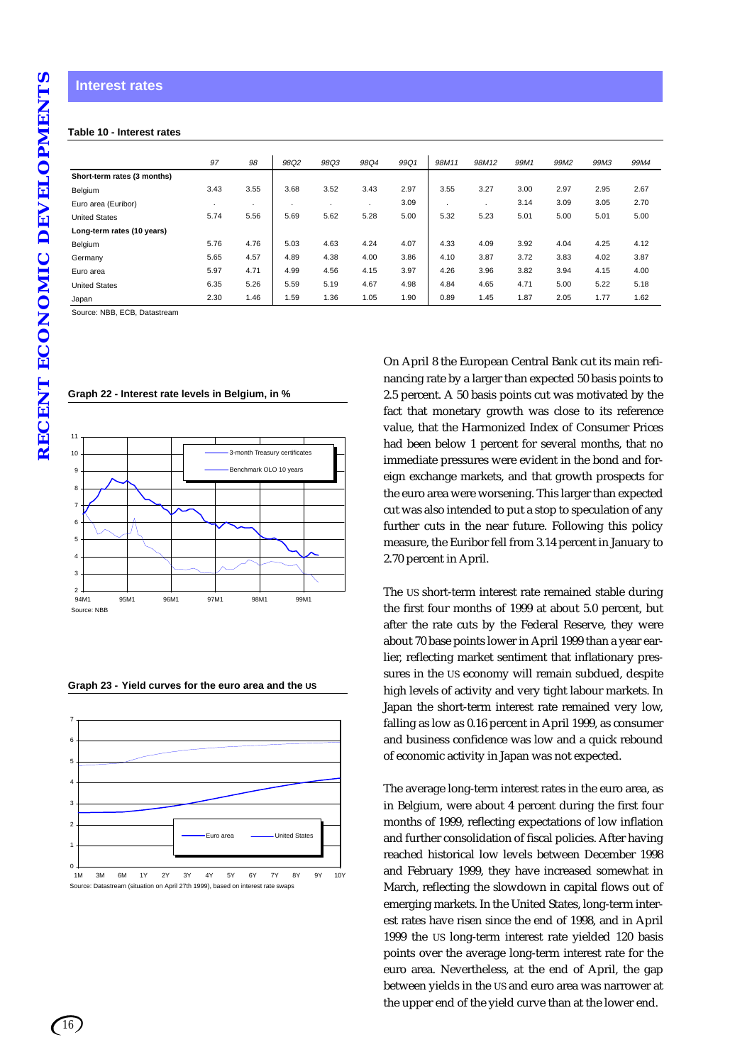## Interest rates

**Table 10 - Interest rates**

| | 97 | 98 | 98Q2 | 98Q3 | 98Q4 | 99Q1 | 98M11 | 98M12 | 99M1 | 99M2 | 99M3 | 99M4 |
|---|---|---|---|---|---|---|---|---|---|---|---|---|
| **Short-term rates (3 months)** | | | | | | | | | | | | |
| Belgium | 3.43 | 3.55 | 3.68 | 3.52 | 3.43 | 2.97 | 3.55 | 3.27 | 3.00 | 2.97 | 2.95 | 2.67 |
| Euro area (Euribor) | . | . | . | . | . | 3.09 | . | . | 3.14 | 3.09 | 3.05 | 2.70 |
| United States | 5.74 | 5.56 | 5.69 | 5.62 | 5.28 | 5.00 | 5.32 | 5.23 | 5.01 | 5.00 | 5.01 | 5.00 |
| **Long-term rates (10 years)** | | | | | | | | | | | | |
| Belgium | 5.76 | 4.76 | 5.03 | 4.63 | 4.24 | 4.07 | 4.33 | 4.09 | 3.92 | 4.04 | 4.25 | 4.12 |
| Germany | 5.65 | 4.57 | 4.89 | 4.38 | 4.00 | 3.86 | 4.10 | 3.87 | 3.72 | 3.83 | 4.02 | 3.87 |
| Euro area | 5.97 | 4.71 | 4.99 | 4.56 | 4.15 | 3.97 | 4.26 | 3.96 | 3.82 | 3.94 | 4.15 | 4.00 |
| United States | 6.35 | 5.26 | 5.59 | 5.19 | 4.67 | 4.98 | 4.84 | 4.65 | 4.71 | 5.00 | 5.22 | 5.18 |
| Japan | 2.30 | 1.46 | 1.59 | 1.36 | 1.05 | 1.90 | 0.89 | 1.45 | 1.87 | 2.05 | 1.77 | 1.62 |

Source: NBB, ECB, Datastream

**Graph 22 - Interest rate levels in Belgium, in %**

Source: NBB

**Graph 23 - Yield curves for the euro area and the US**

Source: Datastream (situation on April 27th 1999), based on interest rate swaps

On April 8 the European Central Bank cut its main refinancing rate by a larger than expected 50 basis points to 2.5 percent. A 50 basis points cut was motivated by the fact that monetary growth was close to its reference value, that the Harmonized Index of Consumer Prices had been below 1 percent for several months, that no immediate pressures were evident in the bond and foreign exchange markets, and that growth prospects for the euro area were worsening. This larger than expected cut was also intended to put a stop to speculation of any further cuts in the near future. Following this policy measure, the Euribor fell from 3.14 percent in January to 2.70 percent in April.

The US short-term interest rate remained stable during the first four months of 1999 at about 5.0 percent, but after the rate cuts by the Federal Reserve, they were about 70 base points lower in April 1999 than a year earlier, reflecting market sentiment that inflationary pressures in the US economy will remain subdued, despite high levels of activity and very tight labour markets. In Japan the short-term interest rate remained very low, falling as low as 0.16 percent in April 1999, as consumer and business confidence was low and a quick rebound of economic activity in Japan was not expected.

The average long-term interest rates in the euro area, as in Belgium, were about 4 percent during the first four months of 1999, reflecting expectations of low inflation and further consolidation of fiscal policies. After having reached historical low levels between December 1998 and February 1999, they have increased somewhat in March, reflecting the slowdown in capital flows out of emerging markets. In the United States, long-term interest rates have risen since the end of 1998, and in April 1999 the US long-term interest rate yielded 120 basis points over the average long-term interest rate for the euro area. Nevertheless, at the end of April, the gap between yields in the US and euro area was narrower at the upper end of the yield curve than at the lower end.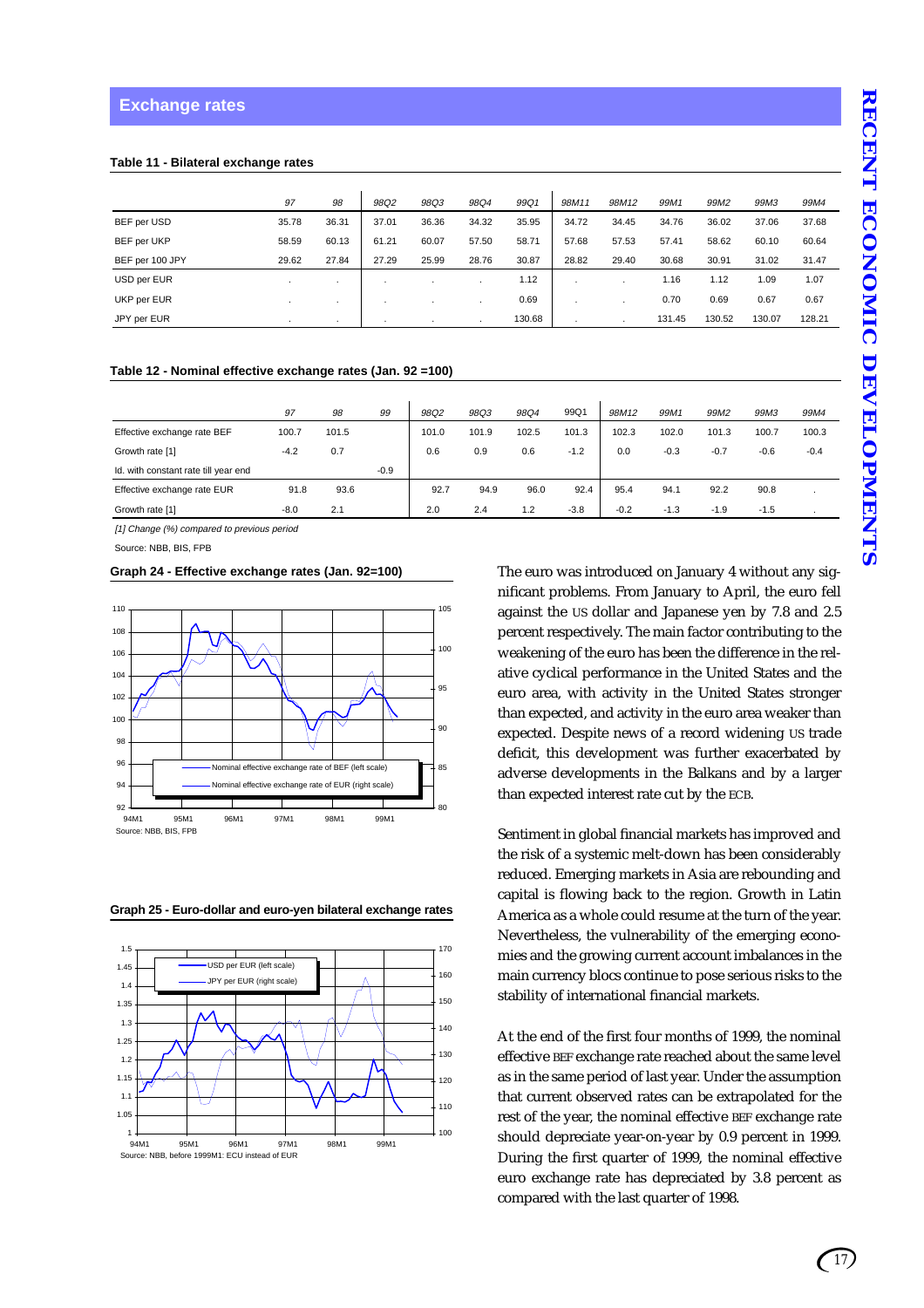## Exchange rates

**Table 11 - Bilateral exchange rates**

| | 97 | 98 | 98Q2 | 98Q3 | 98Q4 | 99Q1 | 98M11 | 98M12 | 99M1 | 99M2 | 99M3 | 99M4 |
|---|---|---|---|---|---|---|---|---|---|---|---|---|
| BEF per USD | 35.78 | 36.31 | 37.01 | 36.36 | 34.32 | 35.95 | 34.72 | 34.45 | 34.76 | 36.02 | 37.06 | 37.68 |
| BEF per UKP | 58.59 | 60.13 | 61.21 | 60.07 | 57.50 | 58.71 | 57.68 | 57.53 | 57.41 | 58.62 | 60.10 | 60.64 |
| BEF per 100 JPY | 29.62 | 27.84 | 27.29 | 25.99 | 28.76 | 30.87 | 28.82 | 29.40 | 30.68 | 30.91 | 31.02 | 31.47 |
| USD per EUR | . | . | . | . | . | 1.12 | . | . | 1.16 | 1.12 | 1.09 | 1.07 |
| UKP per EUR | . | . | . | . | . | 0.69 | . | . | 0.70 | 0.69 | 0.67 | 0.67 |
| JPY per EUR | . | . | . | . | . | 130.68 | . | . | 131.45 | 130.52 | 130.07 | 128.21 |

**Table 12 - Nominal effective exchange rates (Jan. 92 =100)**

| | 97 | 98 | 99 | 98Q2 | 98Q3 | 98Q4 | 99Q1 | 98M12 | 99M1 | 99M2 | 99M3 | 99M4 |
|---|---|---|---|---|---|---|---|---|---|---|---|---|
| Effective exchange rate BEF | 100.7 | 101.5 | | 101.0 | 101.9 | 102.5 | 101.3 | 102.3 | 102.0 | 101.3 | 100.7 | 100.3 |
| Growth rate [1] | -4.2 | 0.7 | | 0.6 | 0.9 | 0.6 | -1.2 | 0.0 | -0.3 | -0.7 | -0.6 | -0.4 |
| Id. with constant rate till year end | | | -0.9 | | | | | | | | | |
| Effective exchange rate EUR | 91.8 | 93.6 | | 92.7 | 94.9 | 96.0 | 92.4 | 95.4 | 94.1 | 92.2 | 90.8 | . |
| Growth rate [1] | -8.0 | 2.1 | | 2.0 | 2.4 | 1.2 | -3.8 | -0.2 | -1.3 | -1.9 | -1.5 | . |

*[1] Change (%) compared to previous period*

Source: NBB, BIS, FPB

**Graph 24 - Effective exchange rates (Jan. 92=100)**

Source: NBB, BIS, FPB

**Graph 25 - Euro-dollar and euro-yen bilateral exchange rates**

Source: NBB, before 1999M1: ECU instead of EUR

The euro was introduced on January 4 without any significant problems. From January to April, the euro fell against the US dollar and Japanese yen by 7.8 and 2.5 percent respectively. The main factor contributing to the weakening of the euro has been the difference in the relative cyclical performance in the United States and the euro area, with activity in the United States stronger than expected, and activity in the euro area weaker than expected. Despite news of a record widening US trade deficit, this development was further exacerbated by adverse developments in the Balkans and by a larger than expected interest rate cut by the ECB.

Sentiment in global financial markets has improved and the risk of a systemic melt-down has been considerably reduced. Emerging markets in Asia are rebounding and capital is flowing back to the region. Growth in Latin America as a whole could resume at the turn of the year. Nevertheless, the vulnerability of the emerging economies and the growing current account imbalances in the main currency blocs continue to pose serious risks to the stability of international financial markets.

At the end of the first four months of 1999, the nominal effective BEF exchange rate reached about the same level as in the same period of last year. Under the assumption that current observed rates can be extrapolated for the rest of the year, the nominal effective BEF exchange rate should depreciate year-on-year by 0.9 percent in 1999. During the first quarter of 1999, the nominal effective euro exchange rate has depreciated by 3.8 percent as compared with the last quarter of 1998.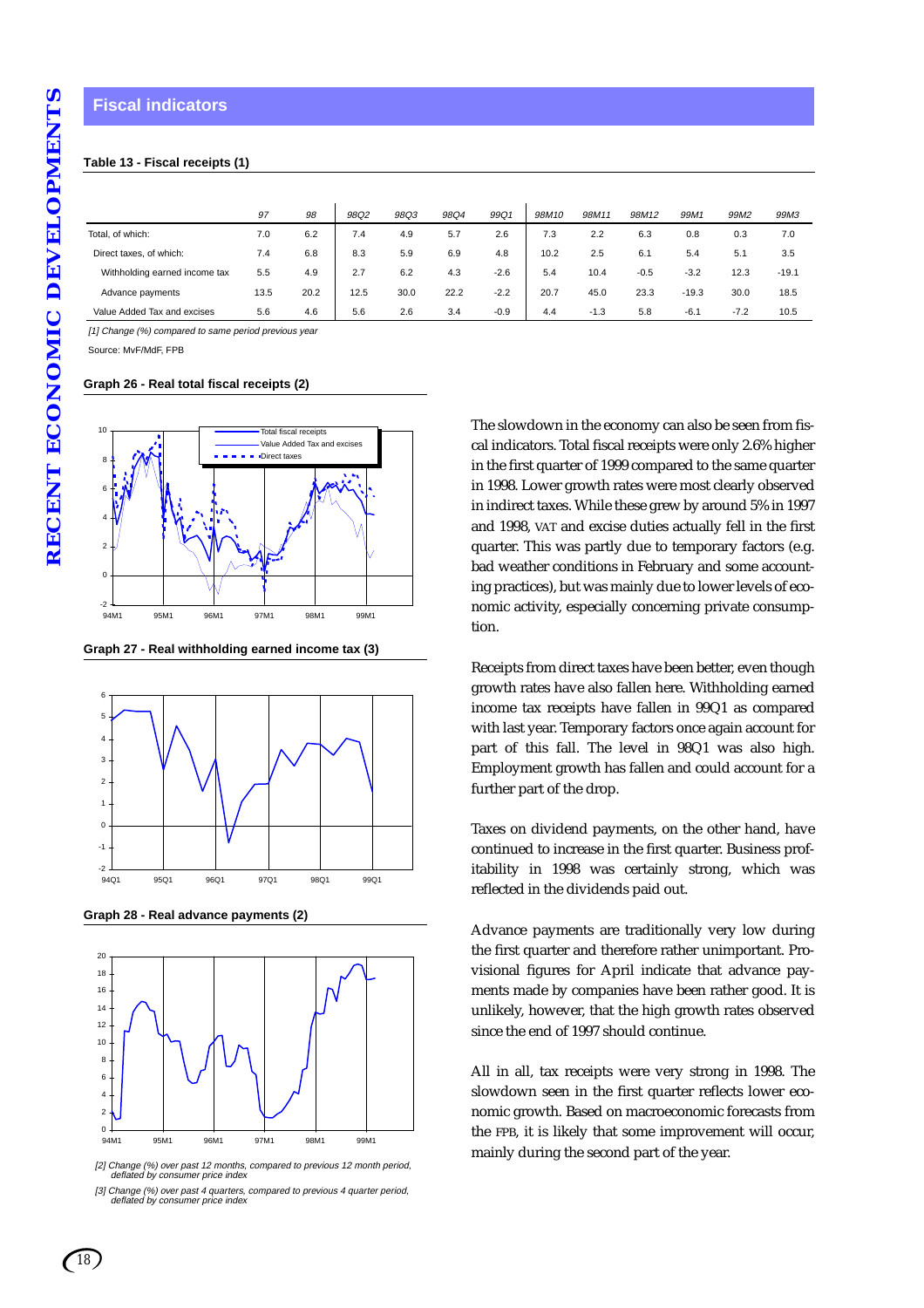## Fiscal indicators

**Table 13 - Fiscal receipts (1)**

| | 97 | 98 | 98Q2 | 98Q3 | 98Q4 | 99Q1 | 98M10 | 98M11 | 98M12 | 99M1 | 99M2 | 99M3 |
|---|---|---|---|---|---|---|---|---|---|---|---|---|
| Total, of which: | 7.0 | 6.2 | 7.4 | 4.9 | 5.7 | 2.6 | 7.3 | 2.2 | 6.3 | 0.8 | 0.3 | 7.0 |
| Direct taxes, of which: | 7.4 | 6.8 | 8.3 | 5.9 | 6.9 | 4.8 | 10.2 | 2.5 | 6.1 | 5.4 | 5.1 | 3.5 |
| Withholding earned income tax | 5.5 | 4.9 | 2.7 | 6.2 | 4.3 | -2.6 | 5.4 | 10.4 | -0.5 | -3.2 | 12.3 | -19.1 |
| Advance payments | 13.5 | 20.2 | 12.5 | 30.0 | 22.2 | -2.2 | 20.7 | 45.0 | 23.3 | -19.3 | 30.0 | 18.5 |
| Value Added Tax and excises | 5.6 | 4.6 | 5.6 | 2.6 | 3.4 | -0.9 | 4.4 | -1.3 | 5.8 | -6.1 | -7.2 | 10.5 |

*[1] Change (%) compared to same period previous year*

Source: MvF/MdF, FPB

**Graph 26 - Real total fiscal receipts (2)**

**Graph 27 - Real withholding earned income tax (3)**

**Graph 28 - Real advance payments (2)**

*[2] Change (%) over past 12 months, compared to previous 12 month period, deflated by consumer price index*

*[3] Change (%) over past 4 quarters, compared to previous 4 quarter period, deflated by consumer price index*

The slowdown in the economy can also be seen from fiscal indicators. Total fiscal receipts were only 2.6% higher in the first quarter of 1999 compared to the same quarter in 1998. Lower growth rates were most clearly observed in indirect taxes. While these grew by around 5% in 1997 and 1998, VAT and excise duties actually fell in the first quarter. This was partly due to temporary factors (e.g. bad weather conditions in February and some accounting practices), but was mainly due to lower levels of economic activity, especially concerning private consumption.

Receipts from direct taxes have been better, even though growth rates have also fallen here. Withholding earned income tax receipts have fallen in 99Q1 as compared with last year. Temporary factors once again account for part of this fall. The level in 98Q1 was also high. Employment growth has fallen and could account for a further part of the drop.

Taxes on dividend payments, on the other hand, have continued to increase in the first quarter. Business profitability in 1998 was certainly strong, which was reflected in the dividends paid out.

Advance payments are traditionally very low during the first quarter and therefore rather unimportant. Provisional figures for April indicate that advance payments made by companies have been rather good. It is unlikely, however, that the high growth rates observed since the end of 1997 should continue.

All in all, tax receipts were very strong in 1998. The slowdown seen in the first quarter reflects lower economic growth. Based on macroeconomic forecasts from the FPB, it is likely that some improvement will occur, mainly during the second part of the year.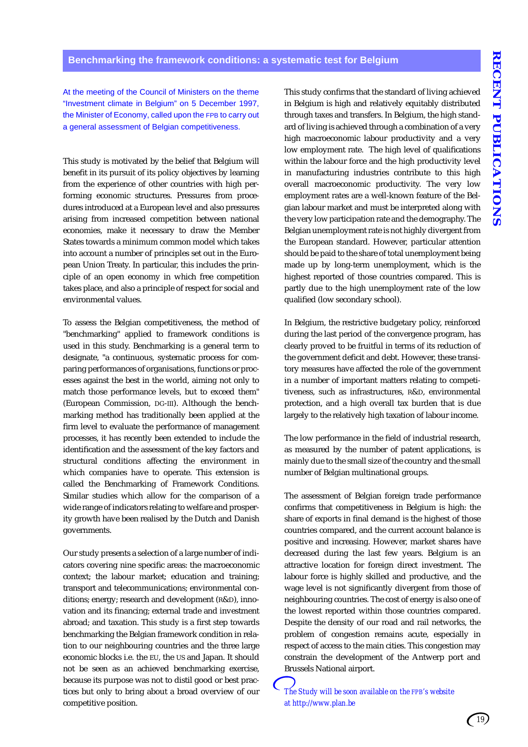## Benchmarking the framework conditions: a systematic test for Belgium

At the meeting of the Council of Ministers on the theme "Investment climate in Belgium" on 5 December 1997, the Minister of Economy, called upon the FPB to carry out a general assessment of Belgian competitiveness.

This study is motivated by the belief that Belgium will benefit in its pursuit of its policy objectives by learning from the experience of other countries with high performing economic structures. Pressures from procedures introduced at a European level and also pressures arising from increased competition between national economies, make it necessary to draw the Member States towards a minimum common model which takes into account a number of principles set out in the European Union Treaty. In particular, this includes the principle of an open economy in which free competition takes place, and also a principle of respect for social and environmental values.

To assess the Belgian competitiveness, the method of "benchmarking" applied to framework conditions is used in this study. Benchmarking is a general term to designate, "a continuous, systematic process for comparing performances of organisations, functions or processes against the best in the world, aiming not only to match those performance levels, but to exceed them" (European Commission, DG-III). Although the benchmarking method has traditionally been applied at the firm level to evaluate the performance of management processes, it has recently been extended to include the identification and the assessment of the key factors and structural conditions affecting the environment in which companies have to operate. This extension is called the Benchmarking of Framework Conditions. Similar studies which allow for the comparison of a wide range of indicators relating to welfare and prosperity growth have been realised by the Dutch and Danish governments.

Our study presents a selection of a large number of indicators covering nine specific areas: the macroeconomic context; the labour market; education and training; transport and telecommunications; environmental conditions; energy; research and development (R&D), innovation and its financing; external trade and investment abroad; and taxation. This study is a first step towards benchmarking the Belgian framework condition in relation to our neighbouring countries and the three large economic blocks i.e. the EU, the US and Japan. It should not be seen as an achieved benchmarking exercise, because its purpose was not to distil good or best practices but only to bring about a broad overview of our competitive position.

This study confirms that the standard of living achieved in Belgium is high and relatively equitably distributed through taxes and transfers. In Belgium, the high standard of living is achieved through a combination of a very high macroeconomic labour productivity and a very low employment rate. The high level of qualifications within the labour force and the high productivity level in manufacturing industries contribute to this high overall macroeconomic productivity. The very low employment rates are a well-known feature of the Belgian labour market and must be interpreted along with the very low participation rate and the demography. The Belgian unemployment rate is not highly divergent from the European standard. However, particular attention should be paid to the share of total unemployment being made up by long-term unemployment, which is the highest reported of those countries compared. This is partly due to the high unemployment rate of the low qualified (low secondary school).

In Belgium, the restrictive budgetary policy, reinforced during the last period of the convergence program, has clearly proved to be fruitful in terms of its reduction of the government deficit and debt. However, these transitory measures have affected the role of the government in a number of important matters relating to competitiveness, such as infrastructures, R&D, environmental protection, and a high overall tax burden that is due largely to the relatively high taxation of labour income.

The low performance in the field of industrial research, as measured by the number of patent applications, is mainly due to the small size of the country and the small number of Belgian multinational groups.

The assessment of Belgian foreign trade performance confirms that competitiveness in Belgium is high: the share of exports in final demand is the highest of those countries compared, and the current account balance is positive and increasing. However, market shares have decreased during the last few years. Belgium is an attractive location for foreign direct investment. The labour force is highly skilled and productive, and the wage level is not significantly divergent from those of neighbouring countries. The cost of energy is also one of the lowest reported within those countries compared. Despite the density of our road and rail networks, the problem of congestion remains acute, especially in respect of access to the main cities. This congestion may constrain the development of the Antwerp port and Brussels National airport.

*The Study will be soon available on the FPB's website at http://www.plan.be*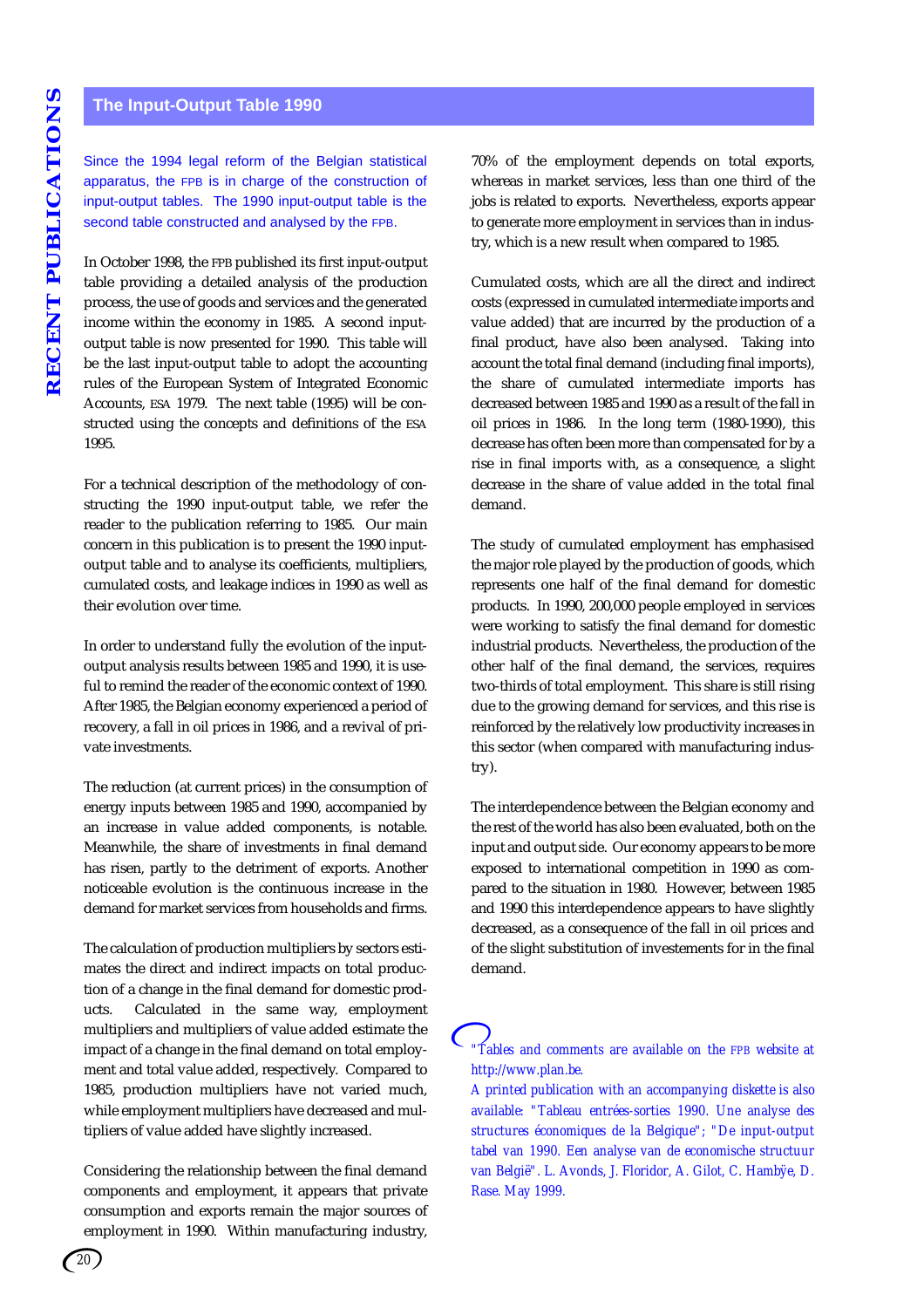## The Input-Output Table 1990

Since the 1994 legal reform of the Belgian statistical apparatus, the FPB is in charge of the construction of input-output tables. The 1990 input-output table is the second table constructed and analysed by the FPB.

In October 1998, the FPB published its first input-output table providing a detailed analysis of the production process, the use of goods and services and the generated income within the economy in 1985. A second input-output table is now presented for 1990. This table will be the last input-output table to adopt the accounting rules of the European System of Integrated Economic Accounts, ESA 1979. The next table (1995) will be constructed using the concepts and definitions of the ESA 1995.

For a technical description of the methodology of constructing the 1990 input-output table, we refer the reader to the publication referring to 1985. Our main concern in this publication is to present the 1990 input-output table and to analyse its coefficients, multipliers, cumulated costs, and leakage indices in 1990 as well as their evolution over time.

In order to understand fully the evolution of the input-output analysis results between 1985 and 1990, it is useful to remind the reader of the economic context of 1990. After 1985, the Belgian economy experienced a period of recovery, a fall in oil prices in 1986, and a revival of private investments.

The reduction (at current prices) in the consumption of energy inputs between 1985 and 1990, accompanied by an increase in value added components, is notable. Meanwhile, the share of investments in final demand has risen, partly to the detriment of exports. Another noticeable evolution is the continuous increase in the demand for market services from households and firms.

The calculation of production multipliers by sectors estimates the direct and indirect impacts on total production of a change in the final demand for domestic products. Calculated in the same way, employment multipliers and multipliers of value added estimate the impact of a change in the final demand on total employment and total value added, respectively. Compared to 1985, production multipliers have not varied much, while employment multipliers have decreased and multipliers of value added have slightly increased.

Considering the relationship between the final demand components and employment, it appears that private consumption and exports remain the major sources of employment in 1990. Within manufacturing industry, 70% of the employment depends on total exports, whereas in market services, less than one third of the jobs is related to exports. Nevertheless, exports appear to generate more employment in services than in industry, which is a new result when compared to 1985.

Cumulated costs, which are all the direct and indirect costs (expressed in cumulated intermediate imports and value added) that are incurred by the production of a final product, have also been analysed. Taking into account the total final demand (including final imports), the share of cumulated intermediate imports has decreased between 1985 and 1990 as a result of the fall in oil prices in 1986. In the long term (1980-1990), this decrease has often been more than compensated for by a rise in final imports with, as a consequence, a slight decrease in the share of value added in the total final demand.

The study of cumulated employment has emphasised the major role played by the production of goods, which represents one half of the final demand for domestic products. In 1990, 200,000 people employed in services were working to satisfy the final demand for domestic industrial products. Nevertheless, the production of the other half of the final demand, the services, requires two-thirds of total employment. This share is still rising due to the growing demand for services, and this rise is reinforced by the relatively low productivity increases in this sector (when compared with manufacturing industry).

The interdependence between the Belgian economy and the rest of the world has also been evaluated, both on the input and output side. Our economy appears to be more exposed to international competition in 1990 as compared to the situation in 1980. However, between 1985 and 1990 this interdependence appears to have slightly decreased, as a consequence of the fall in oil prices and of the slight substitution of investements for in the final demand.

*"Tables and comments are available on the FPB website at http://www.plan.be.*

*A printed publication with an accompanying diskette is also available: "Tableau entrées-sorties 1990. Une analyse des structures économiques de la Belgique"; "De input-output tabel van 1990. Een analyse van de economische structuur van België". L. Avonds, J. Floridor, A. Gilot, C. Hambÿe, D. Rase. May 1999.*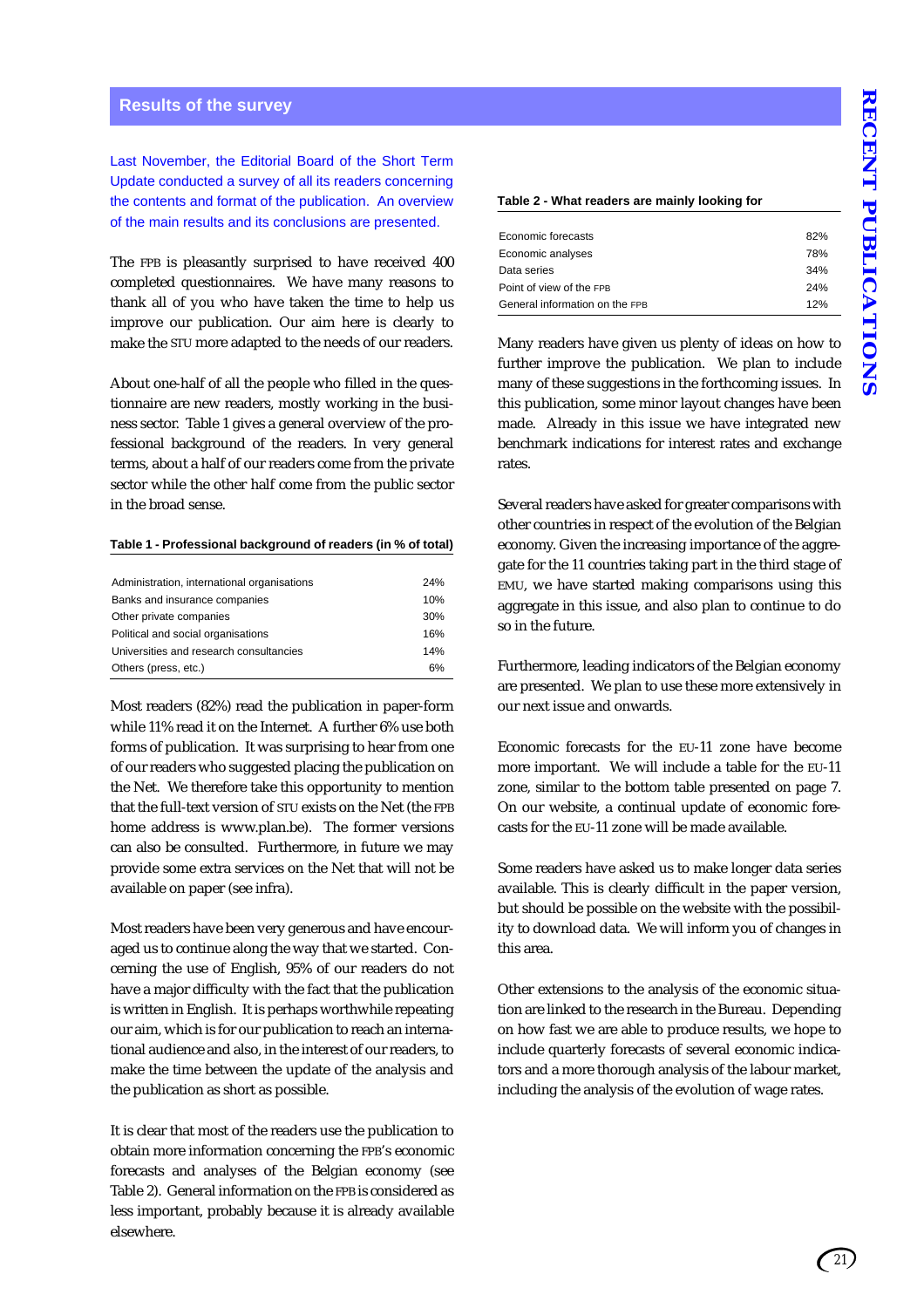## Results of the survey

Last November, the Editorial Board of the Short Term Update conducted a survey of all its readers concerning the contents and format of the publication. An overview of the main results and its conclusions are presented.

The FPB is pleasantly surprised to have received 400 completed questionnaires. We have many reasons to thank all of you who have taken the time to help us improve our publication. Our aim here is clearly to make the STU more adapted to the needs of our readers.

About one-half of all the people who filled in the questionnaire are new readers, mostly working in the business sector. Table 1 gives a general overview of the professional background of the readers. In very general terms, about a half of our readers come from the private sector while the other half come from the public sector in the broad sense.

**Table 1 - Professional background of readers (in % of total)**

| | |
|---|---|
| Administration, international organisations | 24% |
| Banks and insurance companies | 10% |
| Other private companies | 30% |
| Political and social organisations | 16% |
| Universities and research consultancies | 14% |
| Others (press, etc.) | 6% |

Most readers (82%) read the publication in paper-form while 11% read it on the Internet. A further 6% use both forms of publication. It was surprising to hear from one of our readers who suggested placing the publication on the Net. We therefore take this opportunity to mention that the full-text version of STU exists on the Net (the FPB home address is www.plan.be). The former versions can also be consulted. Furthermore, in future we may provide some extra services on the Net that will not be available on paper (see infra).

Most readers have been very generous and have encouraged us to continue along the way that we started. Concerning the use of English, 95% of our readers do not have a major difficulty with the fact that the publication is written in English. It is perhaps worthwhile repeating our aim, which is for our publication to reach an international audience and also, in the interest of our readers, to make the time between the update of the analysis and the publication as short as possible.

It is clear that most of the readers use the publication to obtain more information concerning the FPB's economic forecasts and analyses of the Belgian economy (see Table 2). General information on the FPB is considered as less important, probably because it is already available elsewhere.

**Table 2 - What readers are mainly looking for**

| | |
|---|---|
| Economic forecasts | 82% |
| Economic analyses | 78% |
| Data series | 34% |
| Point of view of the FPB | 24% |
| General information on the FPB | 12% |

Many readers have given us plenty of ideas on how to further improve the publication. We plan to include many of these suggestions in the forthcoming issues. In this publication, some minor layout changes have been made. Already in this issue we have integrated new benchmark indications for interest rates and exchange rates.

Several readers have asked for greater comparisons with other countries in respect of the evolution of the Belgian economy. Given the increasing importance of the aggregate for the 11 countries taking part in the third stage of EMU, we have started making comparisons using this aggregate in this issue, and also plan to continue to do so in the future.

Furthermore, leading indicators of the Belgian economy are presented. We plan to use these more extensively in our next issue and onwards.

Economic forecasts for the EU-11 zone have become more important. We will include a table for the EU-11 zone, similar to the bottom table presented on page 7. On our website, a continual update of economic forecasts for the EU-11 zone will be made available.

Some readers have asked us to make longer data series available. This is clearly difficult in the paper version, but should be possible on the website with the possibility to download data. We will inform you of changes in this area.

Other extensions to the analysis of the economic situation are linked to the research in the Bureau. Depending on how fast we are able to produce results, we hope to include quarterly forecasts of several economic indicators and a more thorough analysis of the labour market, including the analysis of the evolution of wage rates.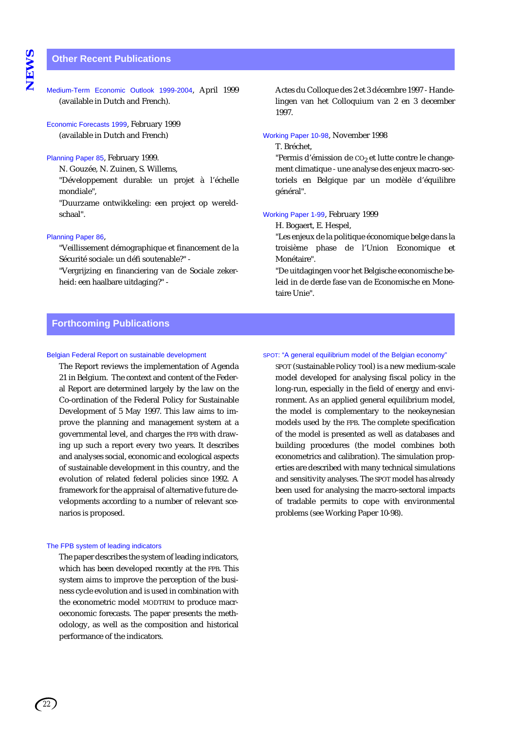## Other Recent Publications

Medium-Term Economic Outlook 1999-2004, April 1999 (available in Dutch and French).

Economic Forecasts 1999, February 1999 (available in Dutch and French)

Planning Paper 85, February 1999.
N. Gouzée, N. Zuinen, S. Willems,
"Développement durable: un projet à l'échelle mondiale",
"Duurzame ontwikkeling: een project op wereldschaal".

Planning Paper 86,
"Veillissement démographique et financement de la Sécurité sociale: un défi soutenable?" -
"Vergrijzing en financiering van de Sociale zekerheid: een haalbare uitdaging?" -
Actes du Colloque des 2 et 3 décembre 1997 - Handelingen van het Colloquium van 2 en 3 december 1997.

Working Paper 10-98, November 1998
T. Bréchet,
"Permis d'émission de $CO_2$ et lutte contre le changement climatique - une analyse des enjeux macro-sectoriels en Belgique par un modèle d'équilibre général".

Working Paper 1-99, February 1999
H. Bogaert, E. Hespel,
"Les enjeux de la politique économique belge dans la troisième phase de l'Union Economique et Monétaire".
"De uitdagingen voor het Belgische economische beleid in de derde fase van de Economische en Monetaire Unie".

## Forthcoming Publications

Belgian Federal Report on sustainable development

The Report reviews the implementation of Agenda 21 in Belgium. The context and content of the Federal Report are determined largely by the law on the Co-ordination of the Federal Policy for Sustainable Development of 5 May 1997. This law aims to improve the planning and management system at a governmental level, and charges the FPB with drawing up such a report every two years. It describes and analyses social, economic and ecological aspects of sustainable development in this country, and the evolution of related federal policies since 1992. A framework for the appraisal of alternative future developments according to a number of relevant scenarios is proposed.

The FPB system of leading indicators

The paper describes the system of leading indicators, which has been developed recently at the FPB. This system aims to improve the perception of the business cycle evolution and is used in combination with the econometric model MODTRIM to produce macroeconomic forecasts. The paper presents the methodology, as well as the composition and historical performance of the indicators.

SPOT: "A general equilibrium model of the Belgian economy"

SPOT (Sustainable Policy Tool) is a new medium-scale model developed for analysing fiscal policy in the long-run, especially in the field of energy and environment. As an applied general equilibrium model, the model is complementary to the neokeynesian models used by the FPB. The complete specification of the model is presented as well as databases and building procedures (the model combines both econometrics and calibration). The simulation properties are described with many technical simulations and sensitivity analyses. The SPOT model has already been used for analysing the macro-sectoral impacts of tradable permits to cope with environmental problems (see Working Paper 10-98).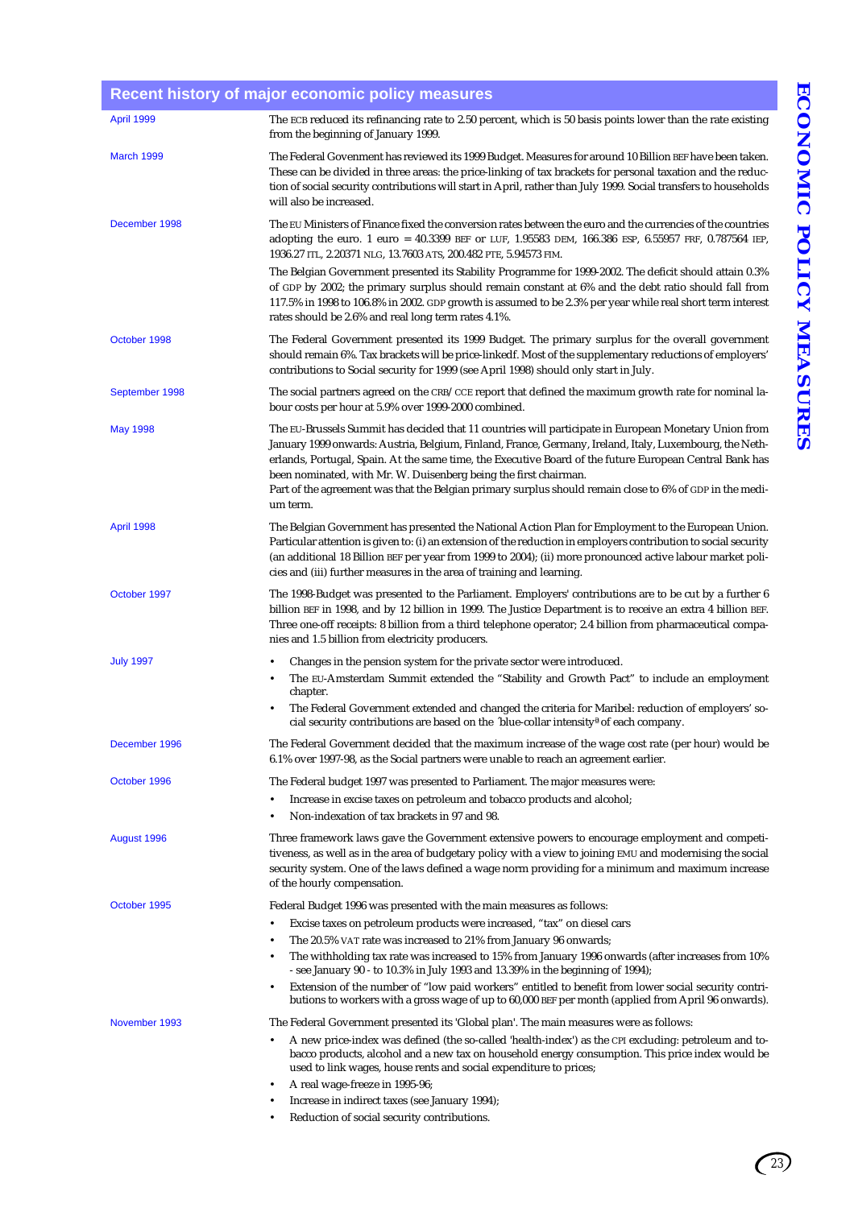## Recent history of major economic policy measures

| | |
|---|---|
| April 1999 | The ECB reduced its refinancing rate to 2.50 percent, which is 50 basis points lower than the rate existing from the beginning of January 1999. |
| March 1999 | The Federal Govenment has reviewed its 1999 Budget. Measures for around 10 Billion BEF have been taken. These can be divided in three areas: the price-linking of tax brackets for personal taxation and the reduction of social security contributions will start in April, rather than July 1999. Social transfers to households will also be increased. |
| December 1998 | The EU Ministers of Finance fixed the conversion rates between the euro and the currencies of the countries adopting the euro. 1 euro = 40.3399 BEF or LUF, 1.95583 DEM, 166.386 ESP, 6.55957 FRF, 0.787564 IEP, 1936.27 ITL, 2.20371 NLG, 13.7603 ATS, 200.482 PTE, 5.94573 FIM.<br><br>The Belgian Government presented its Stability Programme for 1999-2002. The deficit should attain 0.3% of GDP by 2002; the primary surplus should remain constant at 6% and the debt ratio should fall from 117.5% in 1998 to 106.8% in 2002. GDP growth is assumed to be 2.3% per year while real short term interest rates should be 2.6% and real long term rates 4.1%. |
| October 1998 | The Federal Government presented its 1999 Budget. The primary surplus for the overall government should remain 6%. Tax brackets will be price-linkedf. Most of the supplementary reductions of employers' contributions to Social security for 1999 (see April 1998) should only start in July. |
| September 1998 | The social partners agreed on the CRB/CCE report that defined the maximum growth rate for nominal labour costs per hour at 5.9% over 1999-2000 combined. |
| May 1998 | The EU-Brussels Summit has decided that 11 countries will participate in European Monetary Union from January 1999 onwards: Austria, Belgium, Finland, France, Germany, Ireland, Italy, Luxembourg, the Netherlands, Portugal, Spain. At the same time, the Executive Board of the future European Central Bank has been nominated, with Mr. W. Duisenberg being the first chairman.<br>Part of the agreement was that the Belgian primary surplus should remain close to 6% of GDP in the medium term. |
| April 1998 | The Belgian Government has presented the National Action Plan for Employment to the European Union. Particular attention is given to: (i) an extension of the reduction in employers contribution to social security (an additional 18 Billion BEF per year from 1999 to 2004); (ii) more pronounced active labour market policies and (iii) further measures in the area of training and learning. |
| October 1997 | The 1998-Budget was presented to the Parliament. Employers' contributions are to be cut by a further 6 billion BEF in 1998, and by 12 billion in 1999. The Justice Department is to receive an extra 4 billion BEF. Three one-off receipts: 8 billion from a third telephone operator; 2.4 billion from pharmaceutical companies and 1.5 billion from electricity producers. |
| July 1997 | • Changes in the pension system for the private sector were introduced.<br>• The EU-Amsterdam Summit extended the "Stability and Growth Pact" to include an employment chapter.<br>• The Federal Government extended and changed the criteria for Maribel: reduction of employers' social security contributions are based on the 'blue-collar intensity' of each company. |
| December 1996 | The Federal Government decided that the maximum increase of the wage cost rate (per hour) would be 6.1% over 1997-98, as the Social partners were unable to reach an agreement earlier. |
| October 1996 | The Federal budget 1997 was presented to Parliament. The major measures were:<br>• Increase in excise taxes on petroleum and tobacco products and alcohol;<br>• Non-indexation of tax brackets in 97 and 98. |
| August 1996 | Three framework laws gave the Government extensive powers to encourage employment and competitiveness, as well as in the area of budgetary policy with a view to joining EMU and modernising the social security system. One of the laws defined a wage norm providing for a minimum and maximum increase of the hourly compensation. |
| October 1995 | Federal Budget 1996 was presented with the main measures as follows:<br>• Excise taxes on petroleum products were increased, "tax" on diesel cars<br>• The 20.5% VAT rate was increased to 21% from January 96 onwards;<br>• The withholding tax rate was increased to 15% from January 1996 onwards (after increases from 10% - see January 90 - to 10.3% in July 1993 and 13.39% in the beginning of 1994);<br>• Extension of the number of "low paid workers" entitled to benefit from lower social security contributions to workers with a gross wage of up to 60,000 BEF per month (applied from April 96 onwards). |
| November 1993 | The Federal Government presented its 'Global plan'. The main measures were as follows:<br>• A new price-index was defined (the so-called 'health-index') as the CPI excluding: petroleum and tobacco products, alcohol and a new tax on household energy consumption. This price index would be used to link wages, house rents and social expenditure to prices;<br>• A real wage-freeze in 1995-96;<br>• Increase in indirect taxes (see January 1994);<br>• Reduction of social security contributions. |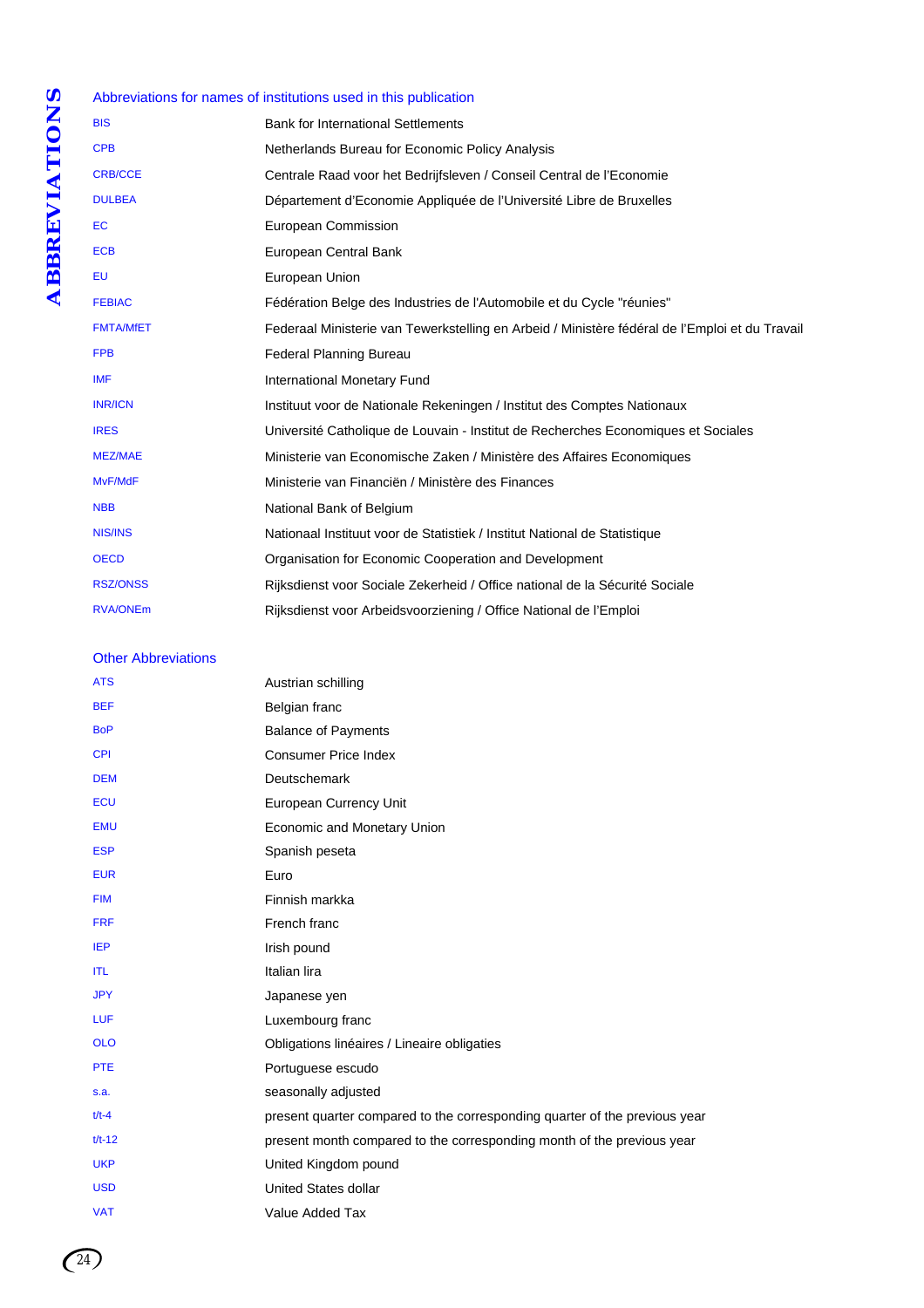# ABBREVIATIONS

## Abbreviations for names of institutions used in this publication

| | |
|---|---|
| BIS | Bank for International Settlements |
| CPB | Netherlands Bureau for Economic Policy Analysis |
| CRB/CCE | Centrale Raad voor het Bedrijfsleven / Conseil Central de l'Economie |
| DULBEA | Département d'Economie Appliquée de l'Université Libre de Bruxelles |
| EC | European Commission |
| ECB | European Central Bank |
| EU | European Union |
| FEBIAC | Fédération Belge des Industries de l'Automobile et du Cycle "réunies" |
| FMTA/MfET | Federaal Ministerie van Tewerkstelling en Arbeid / Ministère fédéral de l'Emploi et du Travail |
| FPB | Federal Planning Bureau |
| IMF | International Monetary Fund |
| INR/ICN | Instituut voor de Nationale Rekeningen / Institut des Comptes Nationaux |
| IRES | Université Catholique de Louvain - Institut de Recherches Economiques et Sociales |
| MEZ/MAE | Ministerie van Economische Zaken / Ministère des Affaires Economiques |
| MvF/MdF | Ministerie van Financiën / Ministère des Finances |
| NBB | National Bank of Belgium |
| NIS/INS | Nationaal Instituut voor de Statistiek / Institut National de Statistique |
| OECD | Organisation for Economic Cooperation and Development |
| RSZ/ONSS | Rijksdienst voor Sociale Zekerheid / Office national de la Sécurité Sociale |
| RVA/ONEm | Rijksdienst voor Arbeidsvoorziening / Office National de l'Emploi |

## Other Abbreviations

| | |
|---|---|
| ATS | Austrian schilling |
| BEF | Belgian franc |
| BoP | Balance of Payments |
| CPI | Consumer Price Index |
| DEM | Deutschemark |
| ECU | European Currency Unit |
| EMU | Economic and Monetary Union |
| ESP | Spanish peseta |
| EUR | Euro |
| FIM | Finnish markka |
| FRF | French franc |
| IEP | Irish pound |
| ITL | Italian lira |
| JPY | Japanese yen |
| LUF | Luxembourg franc |
| OLO | Obligations linéaires / Lineaire obligaties |
| PTE | Portuguese escudo |
| s.a. | seasonally adjusted |
| t/t-4 | present quarter compared to the corresponding quarter of the previous year |
| t/t-12 | present month compared to the corresponding month of the previous year |
| UKP | United Kingdom pound |
| USD | United States dollar |
| VAT | Value Added Tax |